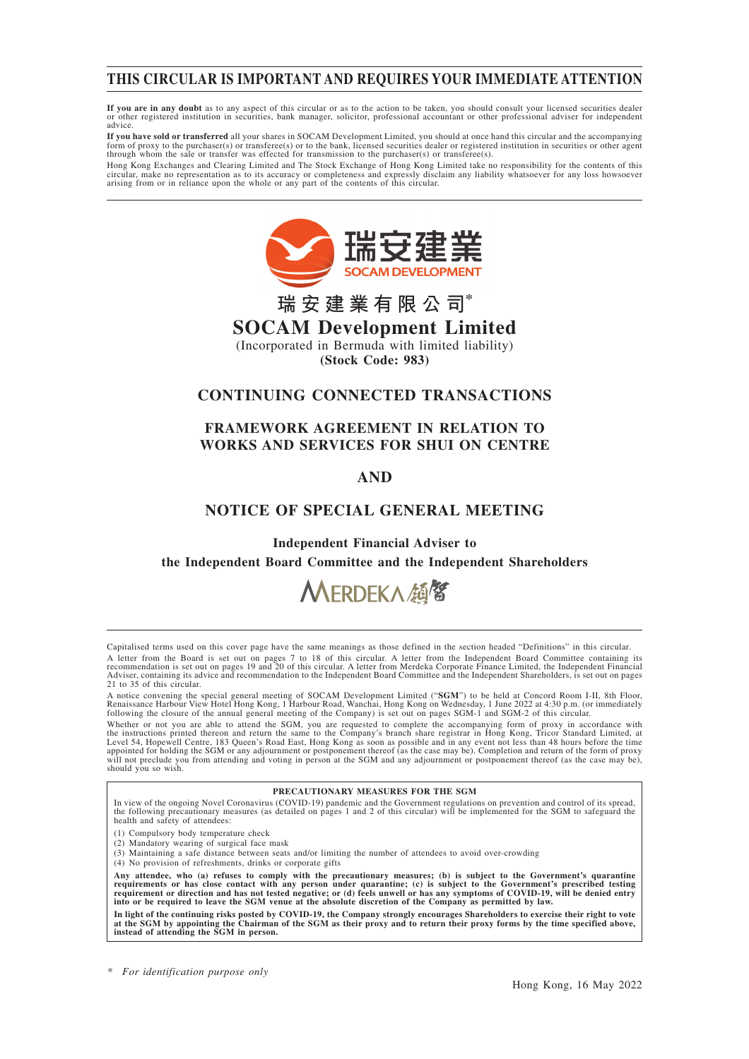# THIS CIRCULAR IS IMPORTANT AND REQUIRES YOUR IMMEDIATE ATTENTION

**If you are in any doubt** as to any aspect of this circular or as to the action to be taken, you should consult your licensed securities dealer or other registered institution in securities, bank manager, solicitor, professional accountant or other professional adviser for independent advice.

**If you have sold or transferred** all your shares in SOCAM Development Limited, you should at once hand this circular and the accompanying form of proxy to the purchaser(s) or transferee(s) or to the bank, licensed securities dealer or registered institution in securities or other agent through whom the sale or transfer was effected for transmission to the purchaser(s) or transferee(s).

Hong Kong Exchanges and Clearing Limited and The Stock Exchange of Hong Kong Limited take no responsibility for the contents of this circular, make no representation as to its accuracy or completeness and expressly disclaim any liability whatsoever for any loss howsoever arising from or in reliance upon the whole or any part of the contents of this circular.

瑞安建業

SOCAM DEVELOPMENT

**瑞安建業有限公司***

**SOCAM Development Limited**

(Incorporated in Bermuda with limited liability)

**(Stock Code: 983)**

## CONTINUING CONNECTED TRANSACTIONS

## FRAMEWORK AGREEMENT IN RELATION TO WORKS AND SERVICES FOR SHUI ON CENTRE

## AND

## NOTICE OF SPECIAL GENERAL MEETING

**Independent Financial Adviser to the Independent Board Committee and the Independent Shareholders**

MERDEKA 領智

Capitalised terms used on this cover page have the same meanings as those defined in the section headed "Definitions" in this circular.

A letter from the Board is set out on pages 7 to 18 of this circular. A letter from the Independent Board Committee containing its recommendation is set out on pages 19 and 20 of this circular. A letter from Merdeka Corporate Finance Limited, the Independent Financial Adviser, containing its advice and recommendation to the Independent Board Committee and the Independent Shareholders, is set out on pages 21 to 35 of this circular.

A notice convening the special general meeting of SOCAM Development Limited ("**SGM**") to be held at Concord Room I-II, 8th Floor, Renaissance Harbour View Hotel Hong Kong, 1 Harbour Road, Wanchai, Hong Kong on Wednesday, 1 June 2022 at 4:30 p.m. (or immediately following the closure of the annual general meeting of the Company) is set out on pages SGM-1 and SGM-2 of this circular.

Whether or not you are able to attend the SGM, you are requested to complete the accompanying form of proxy in accordance with the instructions printed thereon and return the same to the Company's branch share registrar in Hong Kong, Tricor Standard Limited, at Level 54, Hopewell Centre, 183 Queen's Road East, Hong Kong as soon as possible and in any event not less than 48 hours before the time appointed for holding the SGM or any adjournment or postponement thereof (as the case may be). Completion and return of the form of proxy will not preclude you from attending and voting in person at the SGM and any adjournment or postponement thereof (as the case may be), should you so wish.

**PRECAUTIONARY MEASURES FOR THE SGM**

In view of the ongoing Novel Coronavirus (COVID-19) pandemic and the Government regulations on prevention and control of its spread, the following precautionary measures (as detailed on pages 1 and 2 of this circular) will be implemented for the SGM to safeguard the health and safety of attendees:

(1) Compulsory body temperature check
(2) Mandatory wearing of surgical face mask
(3) Maintaining a safe distance between seats and/or limiting the number of attendees to avoid over-crowding
(4) No provision of refreshments, drinks or corporate gifts

**Any attendee, who (a) refuses to comply with the precautionary measures; (b) is subject to the Government's quarantine requirements or has close contact with any person under quarantine; (c) is subject to the Government's prescribed testing requirement or direction and has not tested negative; or (d) feels unwell or has any symptoms of COVID-19, will be denied entry into or be required to leave the SGM venue at the absolute discretion of the Company as permitted by law.**

**In light of the continuing risks posted by COVID-19, the Company strongly encourages Shareholders to exercise their right to vote at the SGM by appointing the Chairman of the SGM as their proxy and to return their proxy forms by the time specified above, instead of attending the SGM in person.**

\* *For identification purpose only*

Hong Kong, 16 May 2022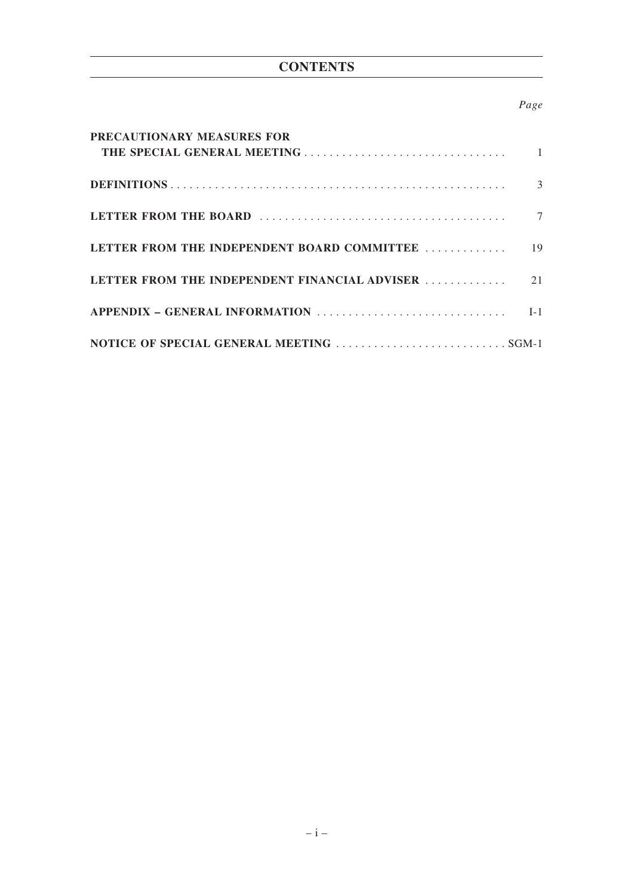# CONTENTS

| | *Page* |
|---|---|
| **PRECAUTIONARY MEASURES FOR THE SPECIAL GENERAL MEETING** | 1 |
| **DEFINITIONS** | 3 |
| **LETTER FROM THE BOARD** | 7 |
| **LETTER FROM THE INDEPENDENT BOARD COMMITTEE** | 19 |
| **LETTER FROM THE INDEPENDENT FINANCIAL ADVISER** | 21 |
| **APPENDIX – GENERAL INFORMATION** | I-1 |
| **NOTICE OF SPECIAL GENERAL MEETING** | SGM-1 |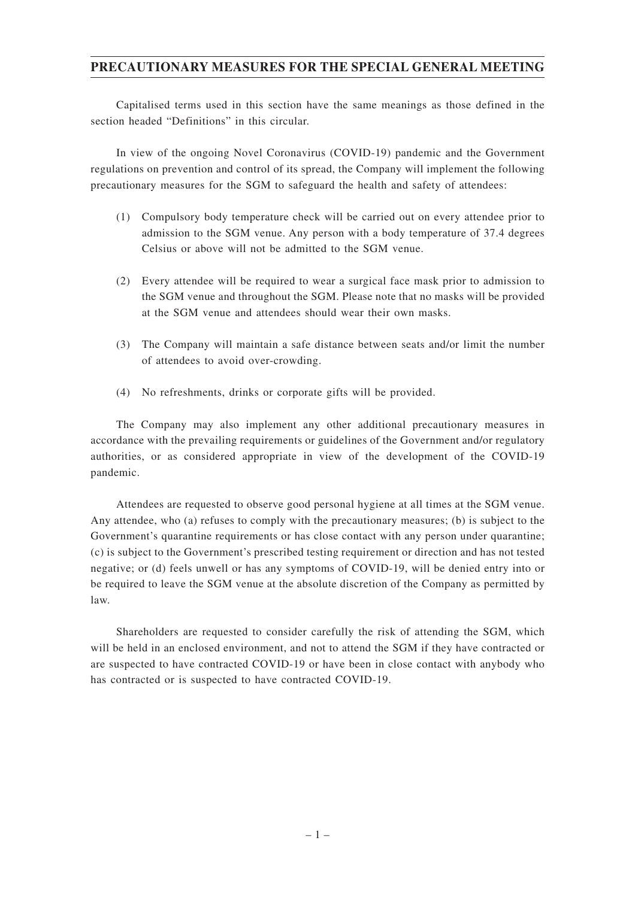## PRECAUTIONARY MEASURES FOR THE SPECIAL GENERAL MEETING

Capitalised terms used in this section have the same meanings as those defined in the section headed "Definitions" in this circular.

In view of the ongoing Novel Coronavirus (COVID-19) pandemic and the Government regulations on prevention and control of its spread, the Company will implement the following precautionary measures for the SGM to safeguard the health and safety of attendees:

(1) Compulsory body temperature check will be carried out on every attendee prior to admission to the SGM venue. Any person with a body temperature of 37.4 degrees Celsius or above will not be admitted to the SGM venue.

(2) Every attendee will be required to wear a surgical face mask prior to admission to the SGM venue and throughout the SGM. Please note that no masks will be provided at the SGM venue and attendees should wear their own masks.

(3) The Company will maintain a safe distance between seats and/or limit the number of attendees to avoid over-crowding.

(4) No refreshments, drinks or corporate gifts will be provided.

The Company may also implement any other additional precautionary measures in accordance with the prevailing requirements or guidelines of the Government and/or regulatory authorities, or as considered appropriate in view of the development of the COVID-19 pandemic.

Attendees are requested to observe good personal hygiene at all times at the SGM venue. Any attendee, who (a) refuses to comply with the precautionary measures; (b) is subject to the Government's quarantine requirements or has close contact with any person under quarantine; (c) is subject to the Government's prescribed testing requirement or direction and has not tested negative; or (d) feels unwell or has any symptoms of COVID-19, will be denied entry into or be required to leave the SGM venue at the absolute discretion of the Company as permitted by law.

Shareholders are requested to consider carefully the risk of attending the SGM, which will be held in an enclosed environment, and not to attend the SGM if they have contracted or are suspected to have contracted COVID-19 or have been in close contact with anybody who has contracted or is suspected to have contracted COVID-19.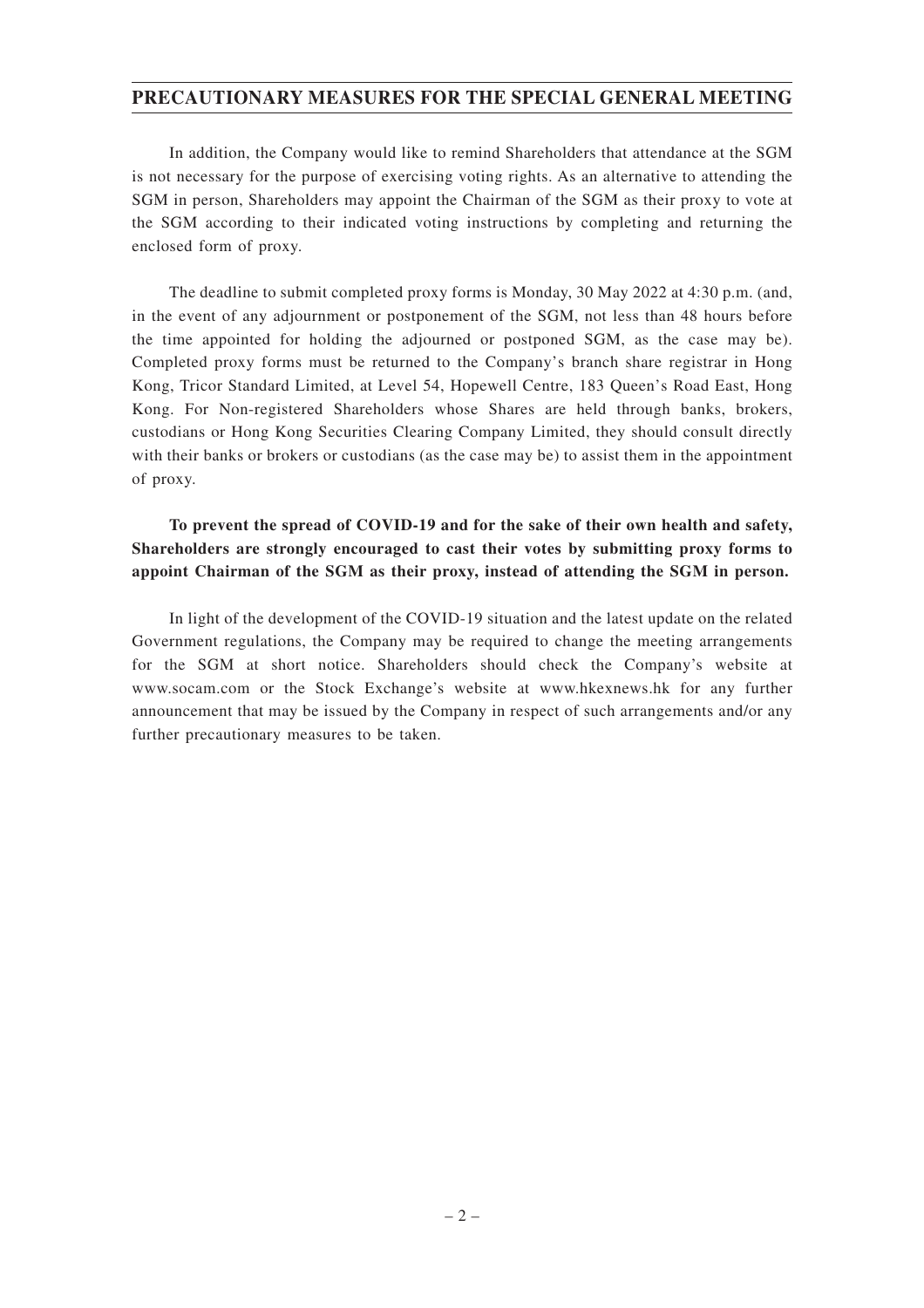## PRECAUTIONARY MEASURES FOR THE SPECIAL GENERAL MEETING

In addition, the Company would like to remind Shareholders that attendance at the SGM is not necessary for the purpose of exercising voting rights. As an alternative to attending the SGM in person, Shareholders may appoint the Chairman of the SGM as their proxy to vote at the SGM according to their indicated voting instructions by completing and returning the enclosed form of proxy.

The deadline to submit completed proxy forms is Monday, 30 May 2022 at 4:30 p.m. (and, in the event of any adjournment or postponement of the SGM, not less than 48 hours before the time appointed for holding the adjourned or postponed SGM, as the case may be). Completed proxy forms must be returned to the Company's branch share registrar in Hong Kong, Tricor Standard Limited, at Level 54, Hopewell Centre, 183 Queen's Road East, Hong Kong. For Non-registered Shareholders whose Shares are held through banks, brokers, custodians or Hong Kong Securities Clearing Company Limited, they should consult directly with their banks or brokers or custodians (as the case may be) to assist them in the appointment of proxy.

**To prevent the spread of COVID-19 and for the sake of their own health and safety, Shareholders are strongly encouraged to cast their votes by submitting proxy forms to appoint Chairman of the SGM as their proxy, instead of attending the SGM in person.**

In light of the development of the COVID-19 situation and the latest update on the related Government regulations, the Company may be required to change the meeting arrangements for the SGM at short notice. Shareholders should check the Company's website at www.socam.com or the Stock Exchange's website at www.hkexnews.hk for any further announcement that may be issued by the Company in respect of such arrangements and/or any further precautionary measures to be taken.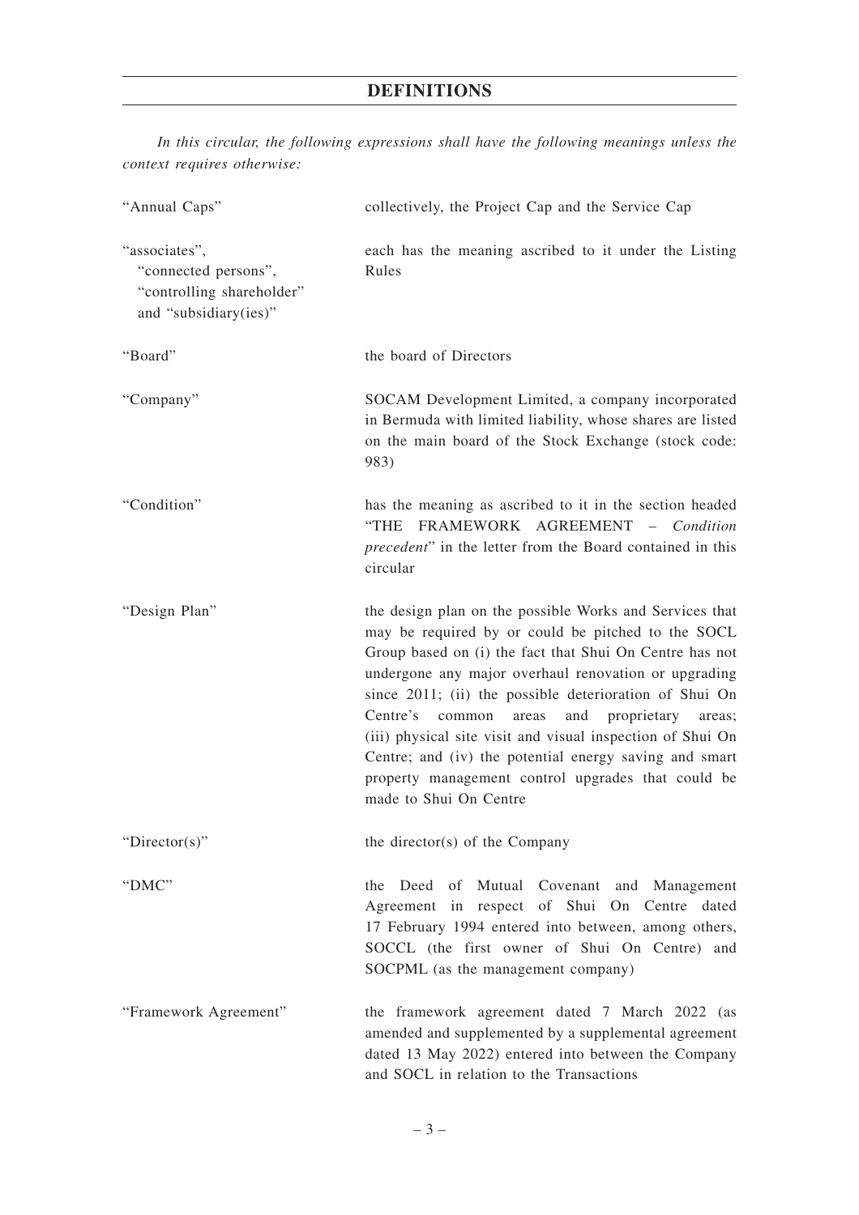# DEFINITIONS

*In this circular, the following expressions shall have the following meanings unless the context requires otherwise:*

| | |
|---|---|
| "Annual Caps" | collectively, the Project Cap and the Service Cap |
| "associates", "connected persons", "controlling shareholder" and "subsidiary(ies)" | each has the meaning ascribed to it under the Listing Rules |
| "Board" | the board of Directors |
| "Company" | SOCAM Development Limited, a company incorporated in Bermuda with limited liability, whose shares are listed on the main board of the Stock Exchange (stock code: 983) |
| "Condition" | has the meaning as ascribed to it in the section headed "THE FRAMEWORK AGREEMENT – *Condition precedent*" in the letter from the Board contained in this circular |
| "Design Plan" | the design plan on the possible Works and Services that may be required by or could be pitched to the SOCL Group based on (i) the fact that Shui On Centre has not undergone any major overhaul renovation or upgrading since 2011; (ii) the possible deterioration of Shui On Centre's common areas and proprietary areas; (iii) physical site visit and visual inspection of Shui On Centre; and (iv) the potential energy saving and smart property management control upgrades that could be made to Shui On Centre |
| "Director(s)" | the director(s) of the Company |
| "DMC" | the Deed of Mutual Covenant and Management Agreement in respect of Shui On Centre dated 17 February 1994 entered into between, among others, SOCCL (the first owner of Shui On Centre) and SOCPML (as the management company) |
| "Framework Agreement" | the framework agreement dated 7 March 2022 (as amended and supplemented by a supplemental agreement dated 13 May 2022) entered into between the Company and SOCL in relation to the Transactions |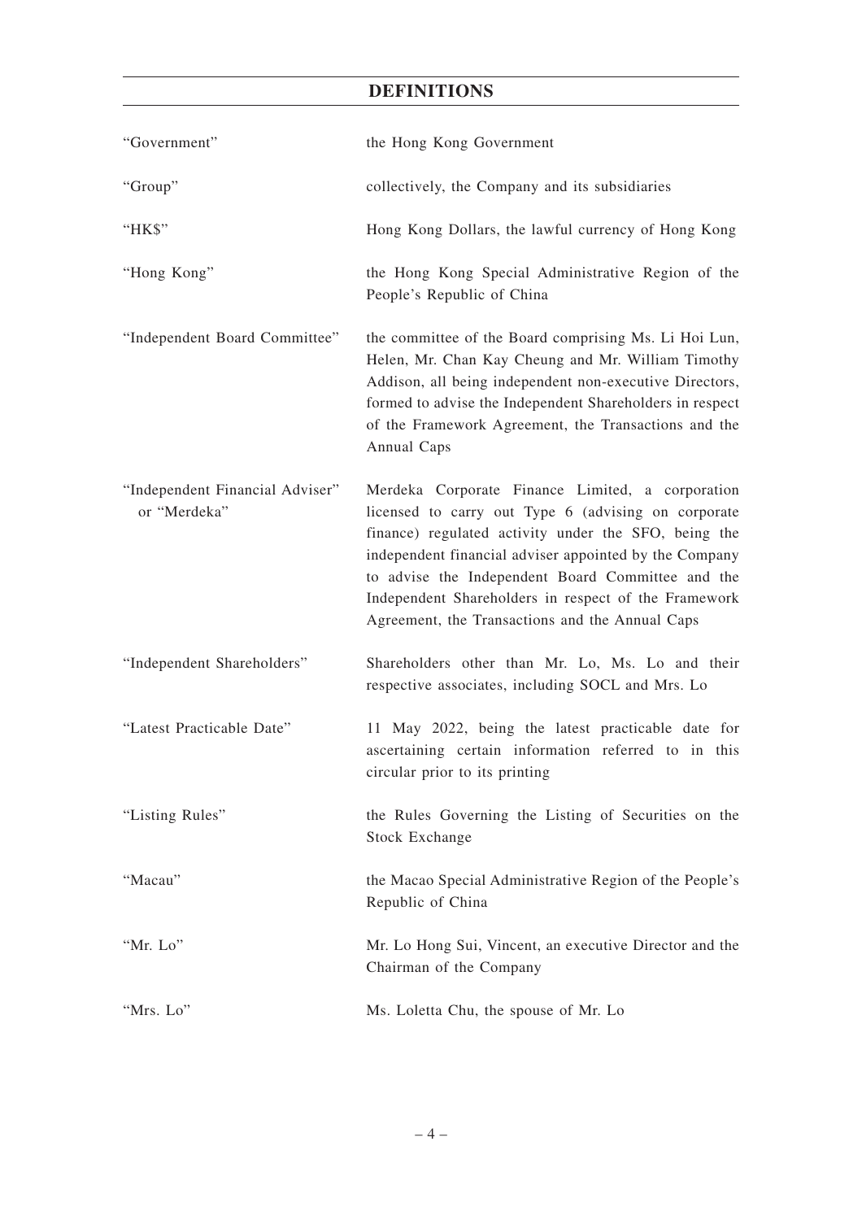## DEFINITIONS

| | |
|---|---|
| "Government" | the Hong Kong Government |
| "Group" | collectively, the Company and its subsidiaries |
| "HK$" | Hong Kong Dollars, the lawful currency of Hong Kong |
| "Hong Kong" | the Hong Kong Special Administrative Region of the People's Republic of China |
| "Independent Board Committee" | the committee of the Board comprising Ms. Li Hoi Lun, Helen, Mr. Chan Kay Cheung and Mr. William Timothy Addison, all being independent non-executive Directors, formed to advise the Independent Shareholders in respect of the Framework Agreement, the Transactions and the Annual Caps |
| "Independent Financial Adviser" or "Merdeka" | Merdeka Corporate Finance Limited, a corporation licensed to carry out Type 6 (advising on corporate finance) regulated activity under the SFO, being the independent financial adviser appointed by the Company to advise the Independent Board Committee and the Independent Shareholders in respect of the Framework Agreement, the Transactions and the Annual Caps |
| "Independent Shareholders" | Shareholders other than Mr. Lo, Ms. Lo and their respective associates, including SOCL and Mrs. Lo |
| "Latest Practicable Date" | 11 May 2022, being the latest practicable date for ascertaining certain information referred to in this circular prior to its printing |
| "Listing Rules" | the Rules Governing the Listing of Securities on the Stock Exchange |
| "Macau" | the Macao Special Administrative Region of the People's Republic of China |
| "Mr. Lo" | Mr. Lo Hong Sui, Vincent, an executive Director and the Chairman of the Company |
| "Mrs. Lo" | Ms. Loletta Chu, the spouse of Mr. Lo |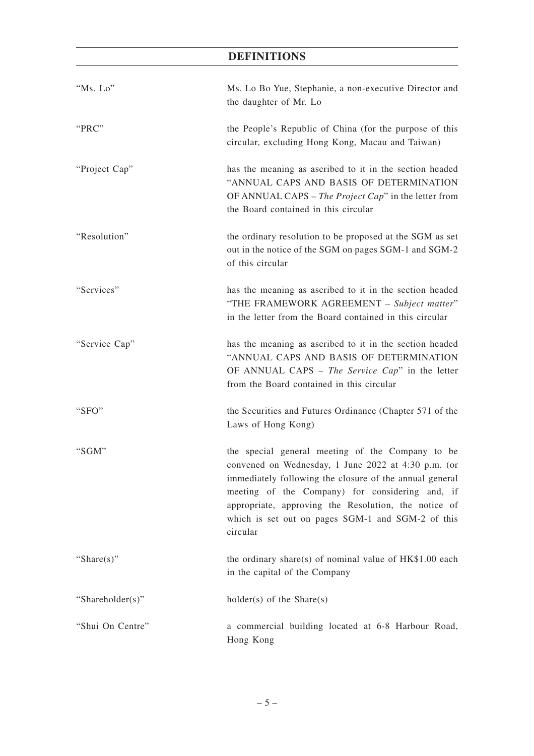# DEFINITIONS

| | |
|---|---|
| "Ms. Lo" | Ms. Lo Bo Yue, Stephanie, a non-executive Director and the daughter of Mr. Lo |
| "PRC" | the People's Republic of China (for the purpose of this circular, excluding Hong Kong, Macau and Taiwan) |
| "Project Cap" | has the meaning as ascribed to it in the section headed "ANNUAL CAPS AND BASIS OF DETERMINATION OF ANNUAL CAPS – *The Project Cap*" in the letter from the Board contained in this circular |
| "Resolution" | the ordinary resolution to be proposed at the SGM as set out in the notice of the SGM on pages SGM-1 and SGM-2 of this circular |
| "Services" | has the meaning as ascribed to it in the section headed "THE FRAMEWORK AGREEMENT – *Subject matter*" in the letter from the Board contained in this circular |
| "Service Cap" | has the meaning as ascribed to it in the section headed "ANNUAL CAPS AND BASIS OF DETERMINATION OF ANNUAL CAPS – *The Service Cap*" in the letter from the Board contained in this circular |
| "SFO" | the Securities and Futures Ordinance (Chapter 571 of the Laws of Hong Kong) |
| "SGM" | the special general meeting of the Company to be convened on Wednesday, 1 June 2022 at 4:30 p.m. (or immediately following the closure of the annual general meeting of the Company) for considering and, if appropriate, approving the Resolution, the notice of which is set out on pages SGM-1 and SGM-2 of this circular |
| "Share(s)" | the ordinary share(s) of nominal value of HK$1.00 each in the capital of the Company |
| "Shareholder(s)" | holder(s) of the Share(s) |
| "Shui On Centre" | a commercial building located at 6-8 Harbour Road, Hong Kong |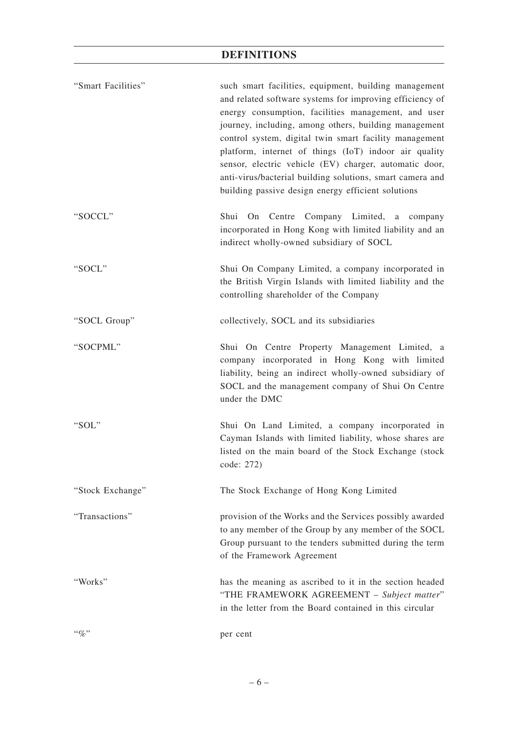## DEFINITIONS

| | |
|---|---|
| "Smart Facilities" | such smart facilities, equipment, building management and related software systems for improving efficiency of energy consumption, facilities management, and user journey, including, among others, building management control system, digital twin smart facility management platform, internet of things (IoT) indoor air quality sensor, electric vehicle (EV) charger, automatic door, anti-virus/bacterial building solutions, smart camera and building passive design energy efficient solutions |
| "SOCCL" | Shui On Centre Company Limited, a company incorporated in Hong Kong with limited liability and an indirect wholly-owned subsidiary of SOCL |
| "SOCL" | Shui On Company Limited, a company incorporated in the British Virgin Islands with limited liability and the controlling shareholder of the Company |
| "SOCL Group" | collectively, SOCL and its subsidiaries |
| "SOCPML" | Shui On Centre Property Management Limited, a company incorporated in Hong Kong with limited liability, being an indirect wholly-owned subsidiary of SOCL and the management company of Shui On Centre under the DMC |
| "SOL" | Shui On Land Limited, a company incorporated in Cayman Islands with limited liability, whose shares are listed on the main board of the Stock Exchange (stock code: 272) |
| "Stock Exchange" | The Stock Exchange of Hong Kong Limited |
| "Transactions" | provision of the Works and the Services possibly awarded to any member of the Group by any member of the SOCL Group pursuant to the tenders submitted during the term of the Framework Agreement |
| "Works" | has the meaning as ascribed to it in the section headed "THE FRAMEWORK AGREEMENT – *Subject matter*" in the letter from the Board contained in this circular |
| "%" | per cent |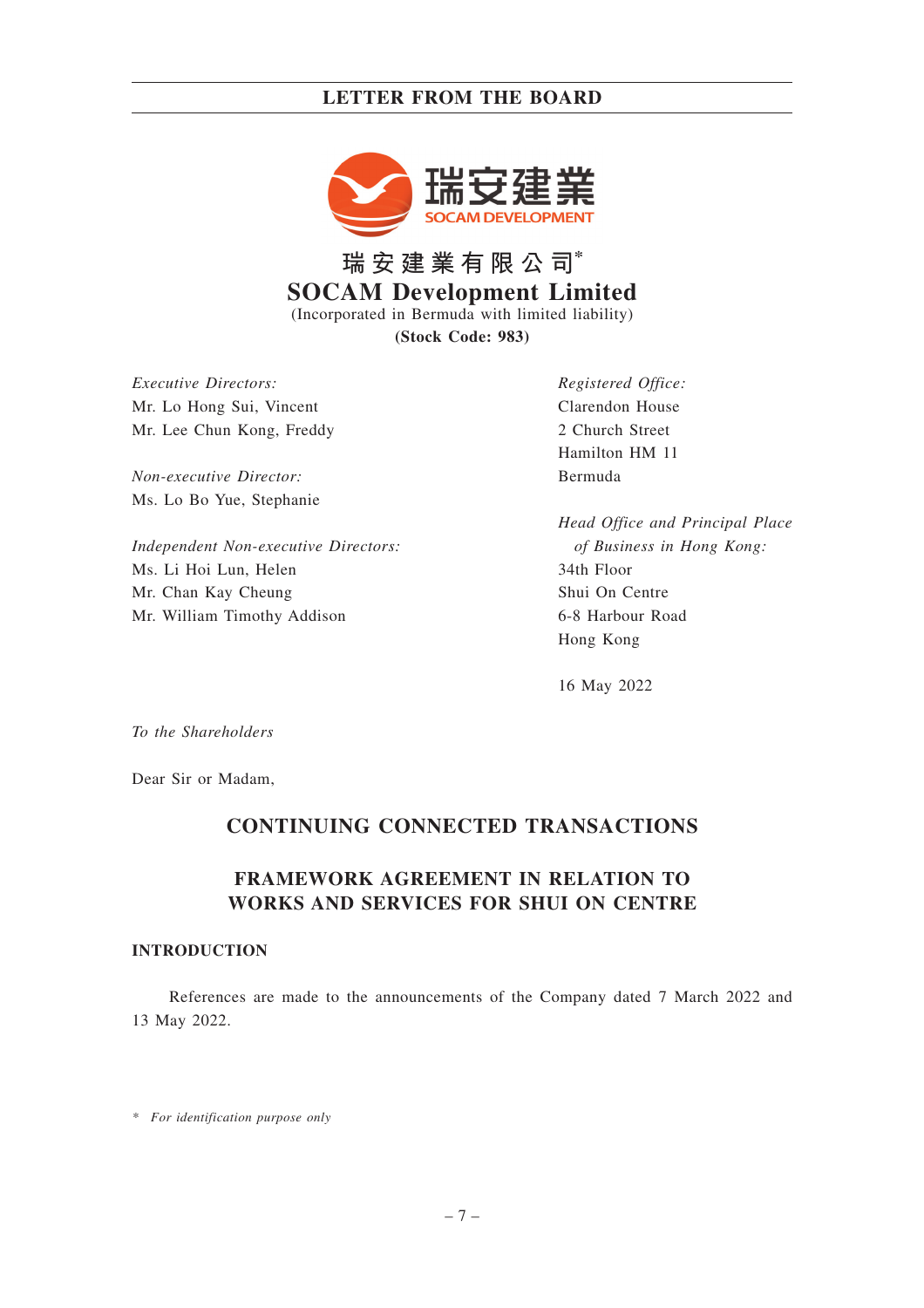瑞安建業有限公司*
**SOCAM Development Limited**
(Incorporated in Bermuda with limited liability)
**(Stock Code: 983)**

*Executive Directors:*
Mr. Lo Hong Sui, Vincent
Mr. Lee Chun Kong, Freddy

*Non-executive Director:*
Ms. Lo Bo Yue, Stephanie

*Independent Non-executive Directors:*
Ms. Li Hoi Lun, Helen
Mr. Chan Kay Cheung
Mr. William Timothy Addison

*Registered Office:*
Clarendon House
2 Church Street
Hamilton HM 11
Bermuda

*Head Office and Principal Place of Business in Hong Kong:*
34th Floor
Shui On Centre
6-8 Harbour Road
Hong Kong

16 May 2022

*To the Shareholders*

Dear Sir or Madam,

## CONTINUING CONNECTED TRANSACTIONS

## FRAMEWORK AGREEMENT IN RELATION TO WORKS AND SERVICES FOR SHUI ON CENTRE

### INTRODUCTION

References are made to the announcements of the Company dated 7 March 2022 and 13 May 2022.

\* *For identification purpose only*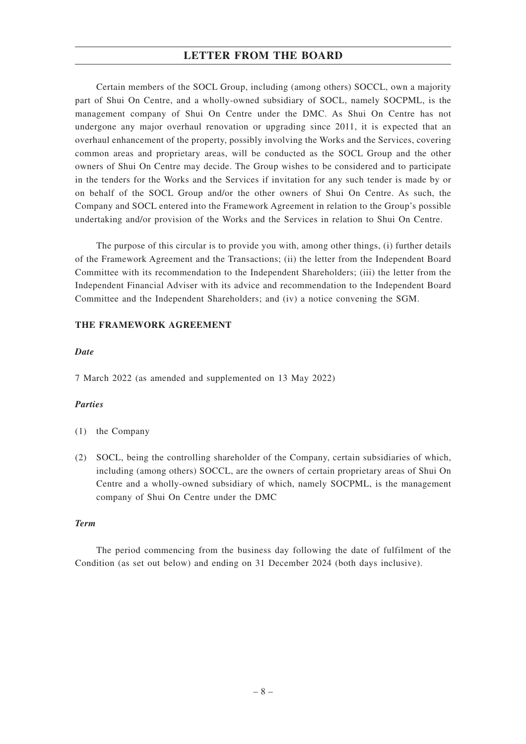Certain members of the SOCL Group, including (among others) SOCCL, own a majority part of Shui On Centre, and a wholly-owned subsidiary of SOCL, namely SOCPML, is the management company of Shui On Centre under the DMC. As Shui On Centre has not undergone any major overhaul renovation or upgrading since 2011, it is expected that an overhaul enhancement of the property, possibly involving the Works and the Services, covering common areas and proprietary areas, will be conducted as the SOCL Group and the other owners of Shui On Centre may decide. The Group wishes to be considered and to participate in the tenders for the Works and the Services if invitation for any such tender is made by or on behalf of the SOCL Group and/or the other owners of Shui On Centre. As such, the Company and SOCL entered into the Framework Agreement in relation to the Group's possible undertaking and/or provision of the Works and the Services in relation to Shui On Centre.

The purpose of this circular is to provide you with, among other things, (i) further details of the Framework Agreement and the Transactions; (ii) the letter from the Independent Board Committee with its recommendation to the Independent Shareholders; (iii) the letter from the Independent Financial Adviser with its advice and recommendation to the Independent Board Committee and the Independent Shareholders; and (iv) a notice convening the SGM.

## THE FRAMEWORK AGREEMENT

***Date***

7 March 2022 (as amended and supplemented on 13 May 2022)

***Parties***

(1) the Company

(2) SOCL, being the controlling shareholder of the Company, certain subsidiaries of which, including (among others) SOCCL, are the owners of certain proprietary areas of Shui On Centre and a wholly-owned subsidiary of which, namely SOCPML, is the management company of Shui On Centre under the DMC

***Term***

The period commencing from the business day following the date of fulfilment of the Condition (as set out below) and ending on 31 December 2024 (both days inclusive).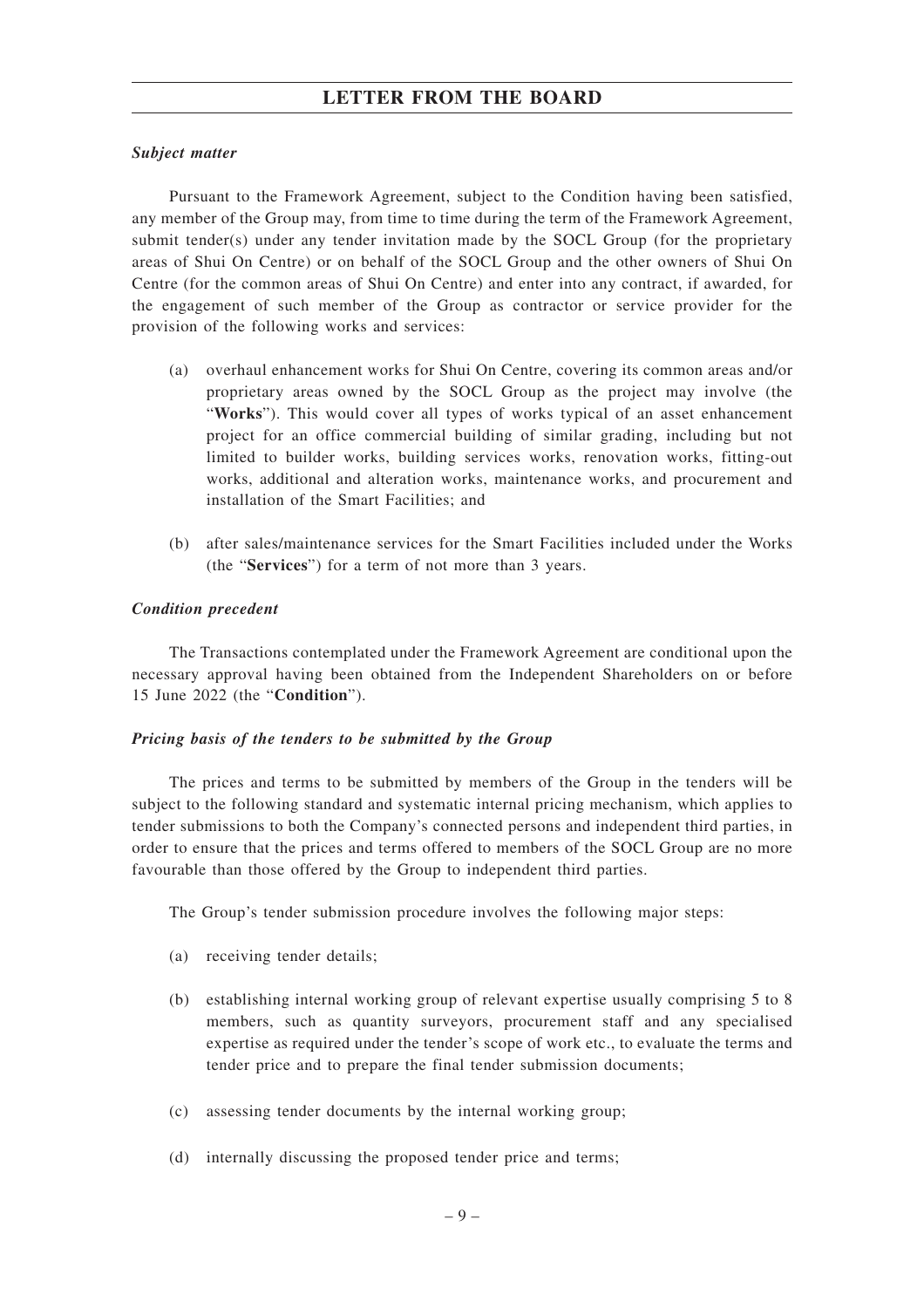***Subject matter***

Pursuant to the Framework Agreement, subject to the Condition having been satisfied, any member of the Group may, from time to time during the term of the Framework Agreement, submit tender(s) under any tender invitation made by the SOCL Group (for the proprietary areas of Shui On Centre) or on behalf of the SOCL Group and the other owners of Shui On Centre (for the common areas of Shui On Centre) and enter into any contract, if awarded, for the engagement of such member of the Group as contractor or service provider for the provision of the following works and services:

(a) overhaul enhancement works for Shui On Centre, covering its common areas and/or proprietary areas owned by the SOCL Group as the project may involve (the "**Works**"). This would cover all types of works typical of an asset enhancement project for an office commercial building of similar grading, including but not limited to builder works, building services works, renovation works, fitting-out works, additional and alteration works, maintenance works, and procurement and installation of the Smart Facilities; and

(b) after sales/maintenance services for the Smart Facilities included under the Works (the "**Services**") for a term of not more than 3 years.

***Condition precedent***

The Transactions contemplated under the Framework Agreement are conditional upon the necessary approval having been obtained from the Independent Shareholders on or before 15 June 2022 (the "**Condition**").

***Pricing basis of the tenders to be submitted by the Group***

The prices and terms to be submitted by members of the Group in the tenders will be subject to the following standard and systematic internal pricing mechanism, which applies to tender submissions to both the Company's connected persons and independent third parties, in order to ensure that the prices and terms offered to members of the SOCL Group are no more favourable than those offered by the Group to independent third parties.

The Group's tender submission procedure involves the following major steps:

(a) receiving tender details;

(b) establishing internal working group of relevant expertise usually comprising 5 to 8 members, such as quantity surveyors, procurement staff and any specialised expertise as required under the tender's scope of work etc., to evaluate the terms and tender price and to prepare the final tender submission documents;

(c) assessing tender documents by the internal working group;

(d) internally discussing the proposed tender price and terms;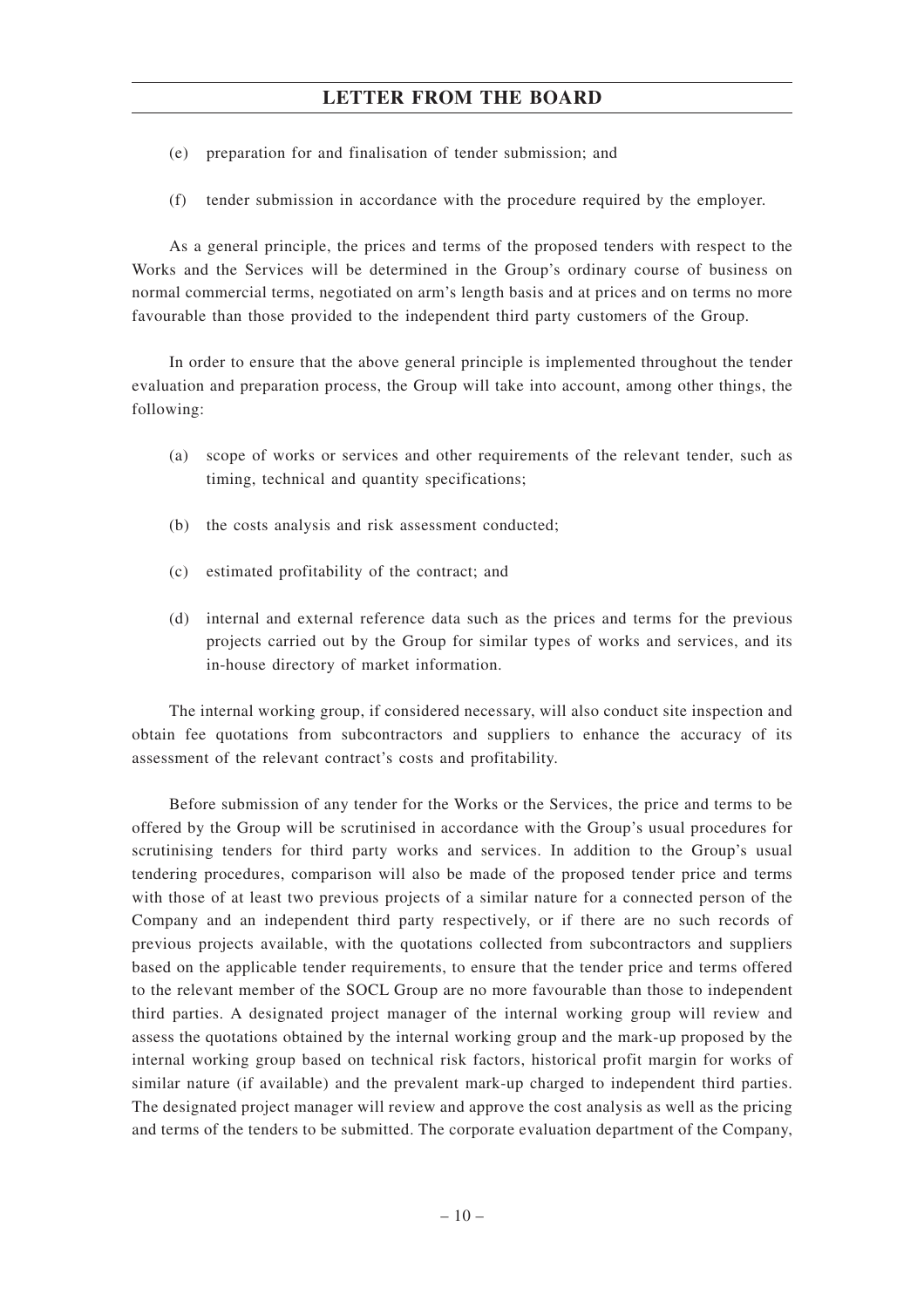(e) preparation for and finalisation of tender submission; and

(f) tender submission in accordance with the procedure required by the employer.

As a general principle, the prices and terms of the proposed tenders with respect to the Works and the Services will be determined in the Group's ordinary course of business on normal commercial terms, negotiated on arm's length basis and at prices and on terms no more favourable than those provided to the independent third party customers of the Group.

In order to ensure that the above general principle is implemented throughout the tender evaluation and preparation process, the Group will take into account, among other things, the following:

(a) scope of works or services and other requirements of the relevant tender, such as timing, technical and quantity specifications;

(b) the costs analysis and risk assessment conducted;

(c) estimated profitability of the contract; and

(d) internal and external reference data such as the prices and terms for the previous projects carried out by the Group for similar types of works and services, and its in-house directory of market information.

The internal working group, if considered necessary, will also conduct site inspection and obtain fee quotations from subcontractors and suppliers to enhance the accuracy of its assessment of the relevant contract's costs and profitability.

Before submission of any tender for the Works or the Services, the price and terms to be offered by the Group will be scrutinised in accordance with the Group's usual procedures for scrutinising tenders for third party works and services. In addition to the Group's usual tendering procedures, comparison will also be made of the proposed tender price and terms with those of at least two previous projects of a similar nature for a connected person of the Company and an independent third party respectively, or if there are no such records of previous projects available, with the quotations collected from subcontractors and suppliers based on the applicable tender requirements, to ensure that the tender price and terms offered to the relevant member of the SOCL Group are no more favourable than those to independent third parties. A designated project manager of the internal working group will review and assess the quotations obtained by the internal working group and the mark-up proposed by the internal working group based on technical risk factors, historical profit margin for works of similar nature (if available) and the prevalent mark-up charged to independent third parties. The designated project manager will review and approve the cost analysis as well as the pricing and terms of the tenders to be submitted. The corporate evaluation department of the Company,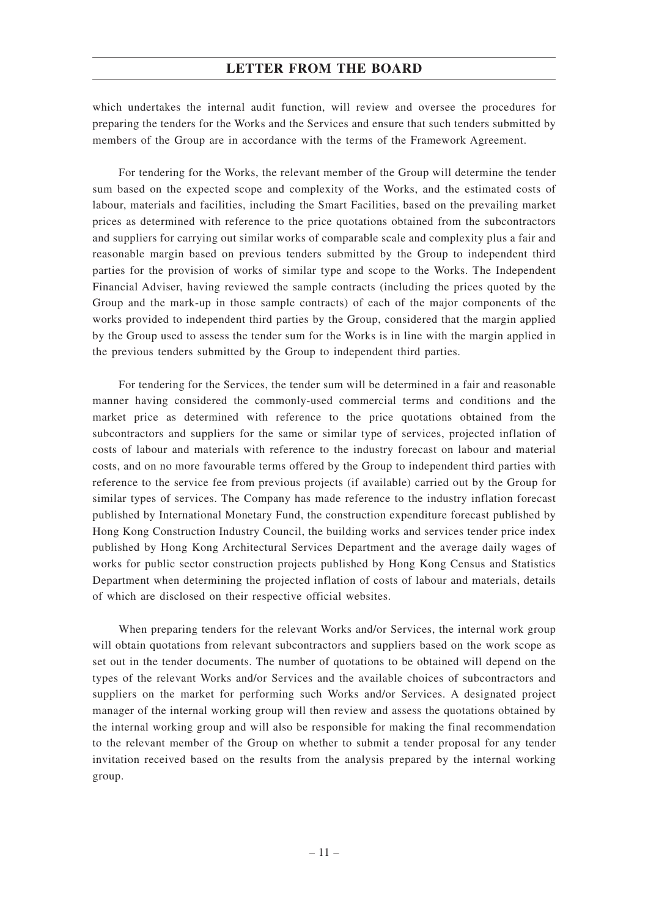which undertakes the internal audit function, will review and oversee the procedures for preparing the tenders for the Works and the Services and ensure that such tenders submitted by members of the Group are in accordance with the terms of the Framework Agreement.

For tendering for the Works, the relevant member of the Group will determine the tender sum based on the expected scope and complexity of the Works, and the estimated costs of labour, materials and facilities, including the Smart Facilities, based on the prevailing market prices as determined with reference to the price quotations obtained from the subcontractors and suppliers for carrying out similar works of comparable scale and complexity plus a fair and reasonable margin based on previous tenders submitted by the Group to independent third parties for the provision of works of similar type and scope to the Works. The Independent Financial Adviser, having reviewed the sample contracts (including the prices quoted by the Group and the mark-up in those sample contracts) of each of the major components of the works provided to independent third parties by the Group, considered that the margin applied by the Group used to assess the tender sum for the Works is in line with the margin applied in the previous tenders submitted by the Group to independent third parties.

For tendering for the Services, the tender sum will be determined in a fair and reasonable manner having considered the commonly-used commercial terms and conditions and the market price as determined with reference to the price quotations obtained from the subcontractors and suppliers for the same or similar type of services, projected inflation of costs of labour and materials with reference to the industry forecast on labour and material costs, and on no more favourable terms offered by the Group to independent third parties with reference to the service fee from previous projects (if available) carried out by the Group for similar types of services. The Company has made reference to the industry inflation forecast published by International Monetary Fund, the construction expenditure forecast published by Hong Kong Construction Industry Council, the building works and services tender price index published by Hong Kong Architectural Services Department and the average daily wages of works for public sector construction projects published by Hong Kong Census and Statistics Department when determining the projected inflation of costs of labour and materials, details of which are disclosed on their respective official websites.

When preparing tenders for the relevant Works and/or Services, the internal work group will obtain quotations from relevant subcontractors and suppliers based on the work scope as set out in the tender documents. The number of quotations to be obtained will depend on the types of the relevant Works and/or Services and the available choices of subcontractors and suppliers on the market for performing such Works and/or Services. A designated project manager of the internal working group will then review and assess the quotations obtained by the internal working group and will also be responsible for making the final recommendation to the relevant member of the Group on whether to submit a tender proposal for any tender invitation received based on the results from the analysis prepared by the internal working group.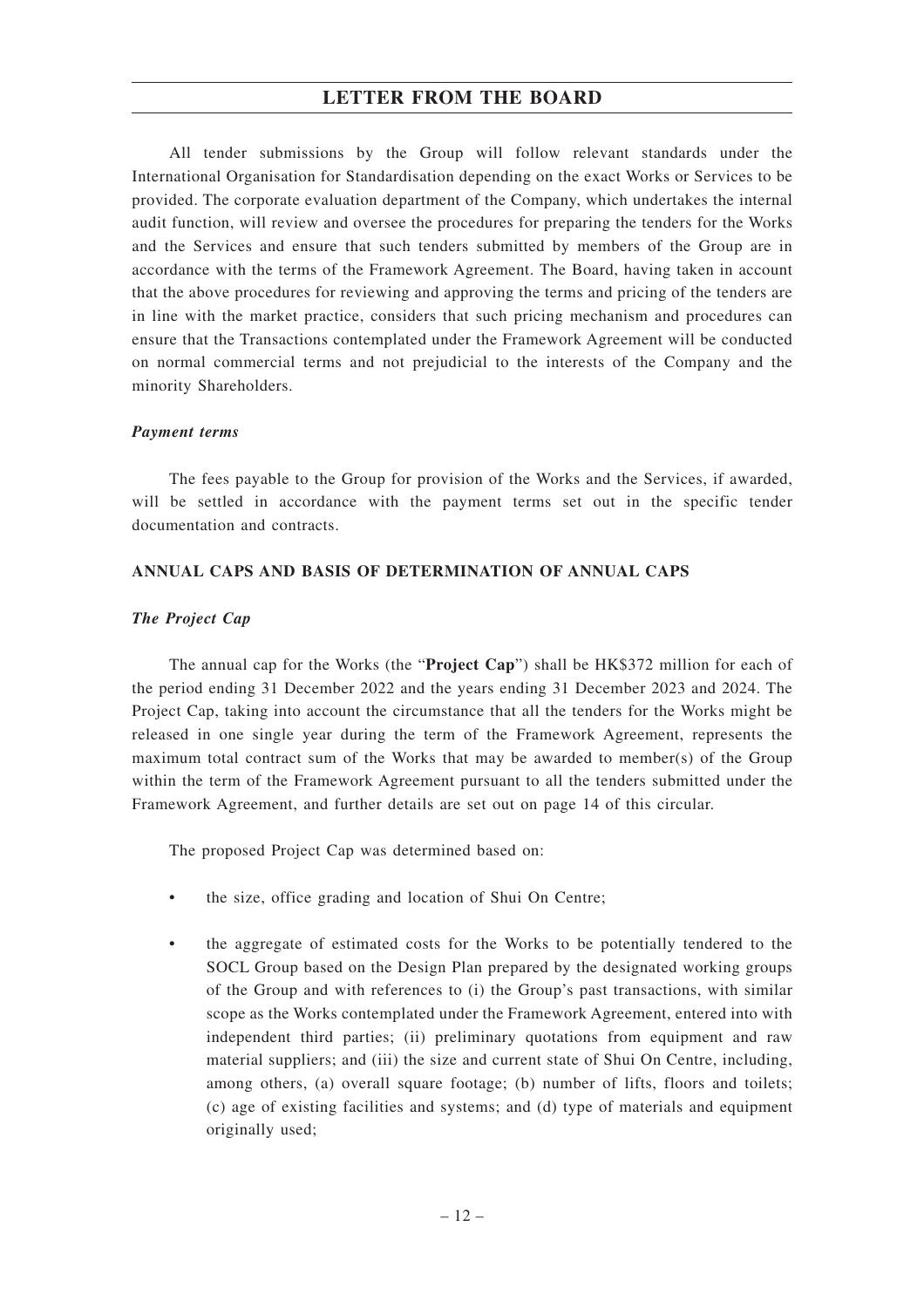All tender submissions by the Group will follow relevant standards under the International Organisation for Standardisation depending on the exact Works or Services to be provided. The corporate evaluation department of the Company, which undertakes the internal audit function, will review and oversee the procedures for preparing the tenders for the Works and the Services and ensure that such tenders submitted by members of the Group are in accordance with the terms of the Framework Agreement. The Board, having taken in account that the above procedures for reviewing and approving the terms and pricing of the tenders are in line with the market practice, considers that such pricing mechanism and procedures can ensure that the Transactions contemplated under the Framework Agreement will be conducted on normal commercial terms and not prejudicial to the interests of the Company and the minority Shareholders.

*Payment terms*

The fees payable to the Group for provision of the Works and the Services, if awarded, will be settled in accordance with the payment terms set out in the specific tender documentation and contracts.

**ANNUAL CAPS AND BASIS OF DETERMINATION OF ANNUAL CAPS**

*The Project Cap*

The annual cap for the Works (the "**Project Cap**") shall be HK$372 million for each of the period ending 31 December 2022 and the years ending 31 December 2023 and 2024. The Project Cap, taking into account the circumstance that all the tenders for the Works might be released in one single year during the term of the Framework Agreement, represents the maximum total contract sum of the Works that may be awarded to member(s) of the Group within the term of the Framework Agreement pursuant to all the tenders submitted under the Framework Agreement, and further details are set out on page 14 of this circular.

The proposed Project Cap was determined based on:

- the size, office grading and location of Shui On Centre;
- the aggregate of estimated costs for the Works to be potentially tendered to the SOCL Group based on the Design Plan prepared by the designated working groups of the Group and with references to (i) the Group's past transactions, with similar scope as the Works contemplated under the Framework Agreement, entered into with independent third parties; (ii) preliminary quotations from equipment and raw material suppliers; and (iii) the size and current state of Shui On Centre, including, among others, (a) overall square footage; (b) number of lifts, floors and toilets; (c) age of existing facilities and systems; and (d) type of materials and equipment originally used;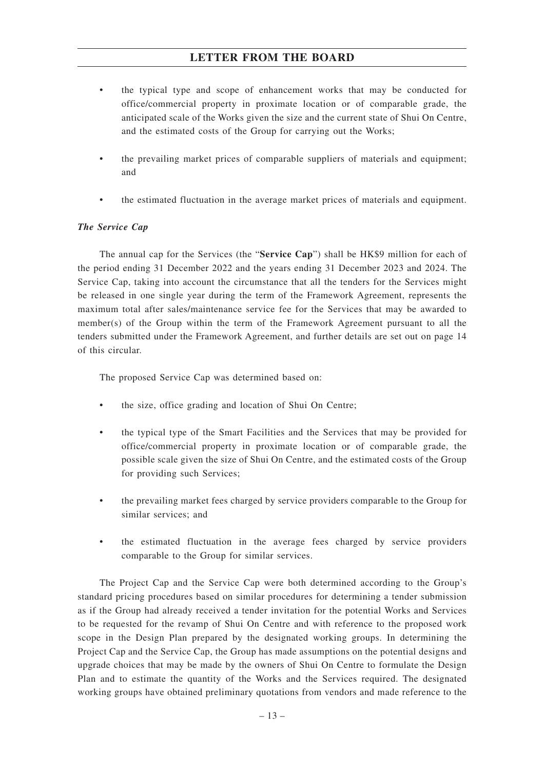- the typical type and scope of enhancement works that may be conducted for office/commercial property in proximate location or of comparable grade, the anticipated scale of the Works given the size and the current state of Shui On Centre, and the estimated costs of the Group for carrying out the Works;
- the prevailing market prices of comparable suppliers of materials and equipment; and
- the estimated fluctuation in the average market prices of materials and equipment.

***The Service Cap***

The annual cap for the Services (the "**Service Cap**") shall be HK$9 million for each of the period ending 31 December 2022 and the years ending 31 December 2023 and 2024. The Service Cap, taking into account the circumstance that all the tenders for the Services might be released in one single year during the term of the Framework Agreement, represents the maximum total after sales/maintenance service fee for the Services that may be awarded to member(s) of the Group within the term of the Framework Agreement pursuant to all the tenders submitted under the Framework Agreement, and further details are set out on page 14 of this circular.

The proposed Service Cap was determined based on:

- the size, office grading and location of Shui On Centre;
- the typical type of the Smart Facilities and the Services that may be provided for office/commercial property in proximate location or of comparable grade, the possible scale given the size of Shui On Centre, and the estimated costs of the Group for providing such Services;
- the prevailing market fees charged by service providers comparable to the Group for similar services; and
- the estimated fluctuation in the average fees charged by service providers comparable to the Group for similar services.

The Project Cap and the Service Cap were both determined according to the Group's standard pricing procedures based on similar procedures for determining a tender submission as if the Group had already received a tender invitation for the potential Works and Services to be requested for the revamp of Shui On Centre and with reference to the proposed work scope in the Design Plan prepared by the designated working groups. In determining the Project Cap and the Service Cap, the Group has made assumptions on the potential designs and upgrade choices that may be made by the owners of Shui On Centre to formulate the Design Plan and to estimate the quantity of the Works and the Services required. The designated working groups have obtained preliminary quotations from vendors and made reference to the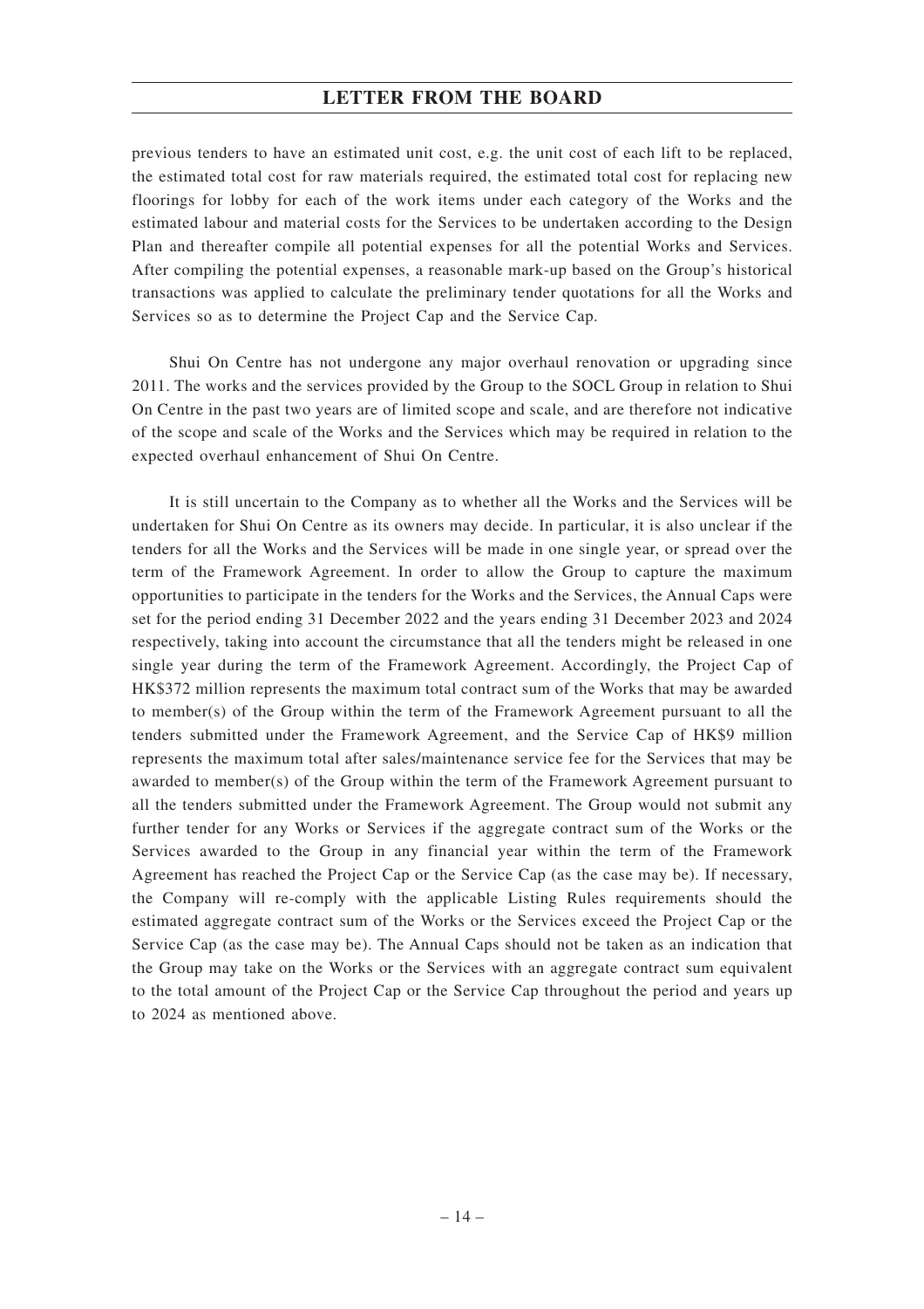previous tenders to have an estimated unit cost, e.g. the unit cost of each lift to be replaced, the estimated total cost for raw materials required, the estimated total cost for replacing new floorings for lobby for each of the work items under each category of the Works and the estimated labour and material costs for the Services to be undertaken according to the Design Plan and thereafter compile all potential expenses for all the potential Works and Services. After compiling the potential expenses, a reasonable mark-up based on the Group's historical transactions was applied to calculate the preliminary tender quotations for all the Works and Services so as to determine the Project Cap and the Service Cap.

Shui On Centre has not undergone any major overhaul renovation or upgrading since 2011. The works and the services provided by the Group to the SOCL Group in relation to Shui On Centre in the past two years are of limited scope and scale, and are therefore not indicative of the scope and scale of the Works and the Services which may be required in relation to the expected overhaul enhancement of Shui On Centre.

It is still uncertain to the Company as to whether all the Works and the Services will be undertaken for Shui On Centre as its owners may decide. In particular, it is also unclear if the tenders for all the Works and the Services will be made in one single year, or spread over the term of the Framework Agreement. In order to allow the Group to capture the maximum opportunities to participate in the tenders for the Works and the Services, the Annual Caps were set for the period ending 31 December 2022 and the years ending 31 December 2023 and 2024 respectively, taking into account the circumstance that all the tenders might be released in one single year during the term of the Framework Agreement. Accordingly, the Project Cap of HK$372 million represents the maximum total contract sum of the Works that may be awarded to member(s) of the Group within the term of the Framework Agreement pursuant to all the tenders submitted under the Framework Agreement, and the Service Cap of HK$9 million represents the maximum total after sales/maintenance service fee for the Services that may be awarded to member(s) of the Group within the term of the Framework Agreement pursuant to all the tenders submitted under the Framework Agreement. The Group would not submit any further tender for any Works or Services if the aggregate contract sum of the Works or the Services awarded to the Group in any financial year within the term of the Framework Agreement has reached the Project Cap or the Service Cap (as the case may be). If necessary, the Company will re-comply with the applicable Listing Rules requirements should the estimated aggregate contract sum of the Works or the Services exceed the Project Cap or the Service Cap (as the case may be). The Annual Caps should not be taken as an indication that the Group may take on the Works or the Services with an aggregate contract sum equivalent to the total amount of the Project Cap or the Service Cap throughout the period and years up to 2024 as mentioned above.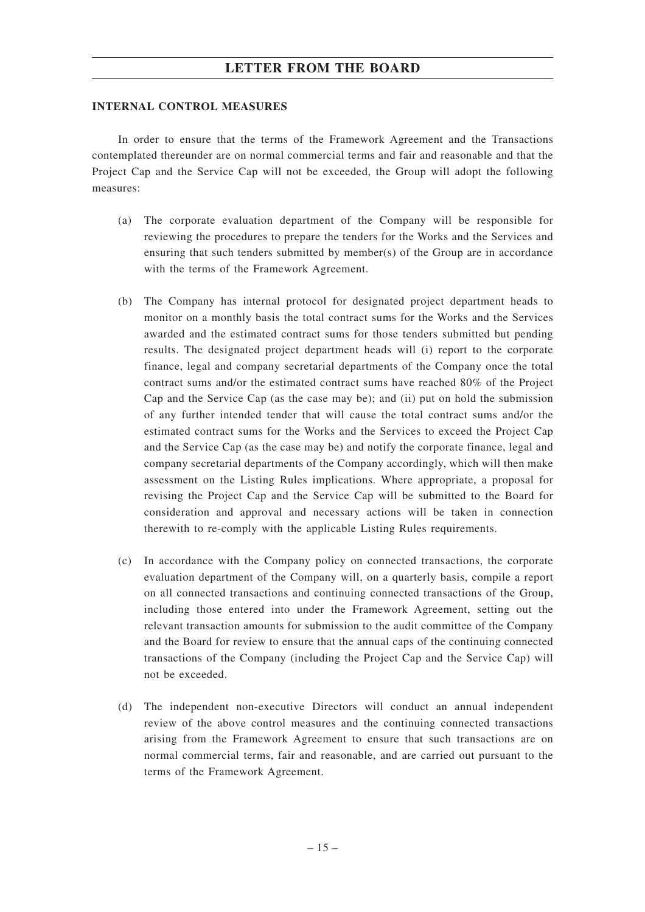## INTERNAL CONTROL MEASURES

In order to ensure that the terms of the Framework Agreement and the Transactions contemplated thereunder are on normal commercial terms and fair and reasonable and that the Project Cap and the Service Cap will not be exceeded, the Group will adopt the following measures:

(a) The corporate evaluation department of the Company will be responsible for reviewing the procedures to prepare the tenders for the Works and the Services and ensuring that such tenders submitted by member(s) of the Group are in accordance with the terms of the Framework Agreement.

(b) The Company has internal protocol for designated project department heads to monitor on a monthly basis the total contract sums for the Works and the Services awarded and the estimated contract sums for those tenders submitted but pending results. The designated project department heads will (i) report to the corporate finance, legal and company secretarial departments of the Company once the total contract sums and/or the estimated contract sums have reached 80% of the Project Cap and the Service Cap (as the case may be); and (ii) put on hold the submission of any further intended tender that will cause the total contract sums and/or the estimated contract sums for the Works and the Services to exceed the Project Cap and the Service Cap (as the case may be) and notify the corporate finance, legal and company secretarial departments of the Company accordingly, which will then make assessment on the Listing Rules implications. Where appropriate, a proposal for revising the Project Cap and the Service Cap will be submitted to the Board for consideration and approval and necessary actions will be taken in connection therewith to re-comply with the applicable Listing Rules requirements.

(c) In accordance with the Company policy on connected transactions, the corporate evaluation department of the Company will, on a quarterly basis, compile a report on all connected transactions and continuing connected transactions of the Group, including those entered into under the Framework Agreement, setting out the relevant transaction amounts for submission to the audit committee of the Company and the Board for review to ensure that the annual caps of the continuing connected transactions of the Company (including the Project Cap and the Service Cap) will not be exceeded.

(d) The independent non-executive Directors will conduct an annual independent review of the above control measures and the continuing connected transactions arising from the Framework Agreement to ensure that such transactions are on normal commercial terms, fair and reasonable, and are carried out pursuant to the terms of the Framework Agreement.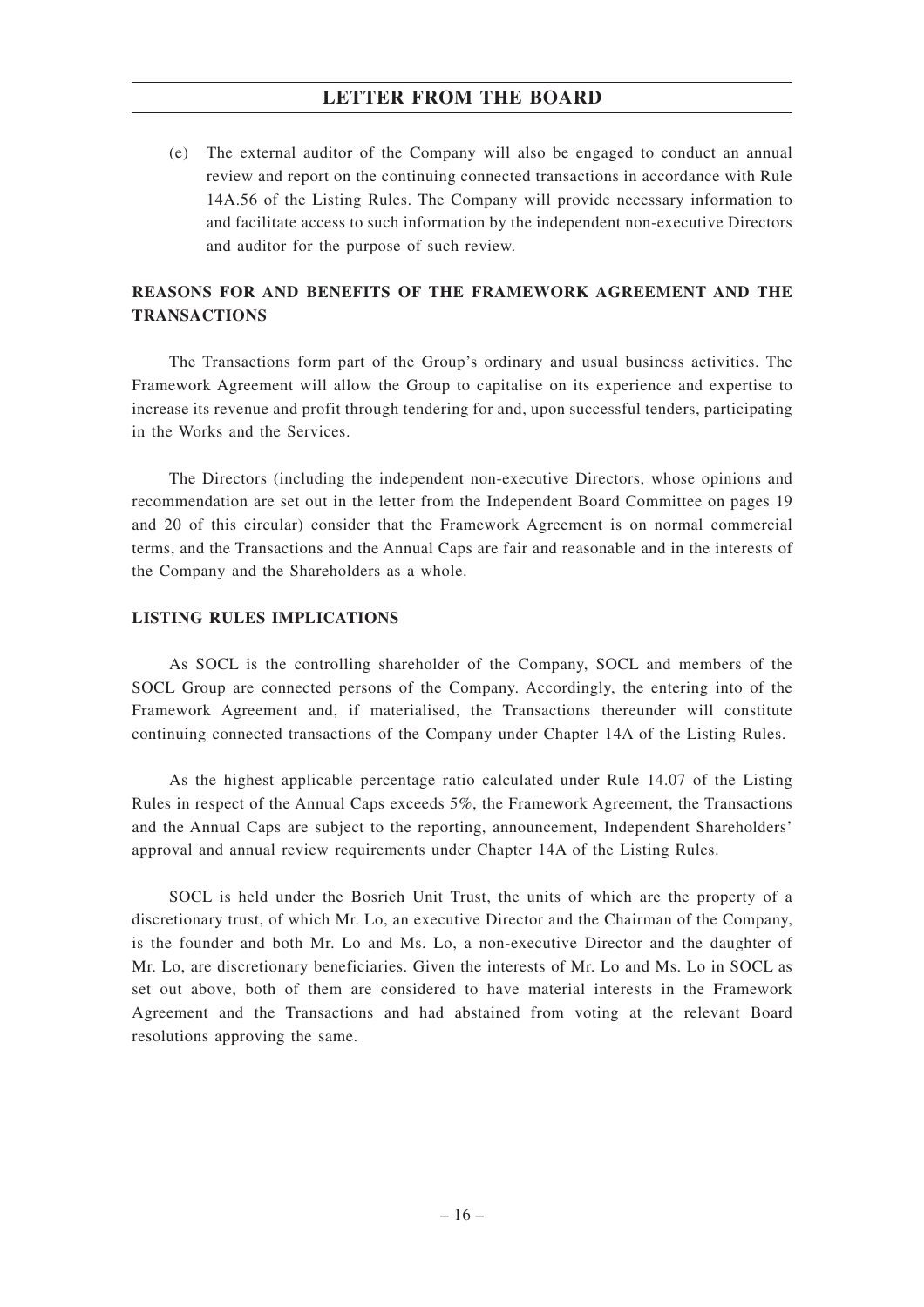(e) The external auditor of the Company will also be engaged to conduct an annual review and report on the continuing connected transactions in accordance with Rule 14A.56 of the Listing Rules. The Company will provide necessary information to and facilitate access to such information by the independent non-executive Directors and auditor for the purpose of such review.

## REASONS FOR AND BENEFITS OF THE FRAMEWORK AGREEMENT AND THE TRANSACTIONS

The Transactions form part of the Group's ordinary and usual business activities. The Framework Agreement will allow the Group to capitalise on its experience and expertise to increase its revenue and profit through tendering for and, upon successful tenders, participating in the Works and the Services.

The Directors (including the independent non-executive Directors, whose opinions and recommendation are set out in the letter from the Independent Board Committee on pages 19 and 20 of this circular) consider that the Framework Agreement is on normal commercial terms, and the Transactions and the Annual Caps are fair and reasonable and in the interests of the Company and the Shareholders as a whole.

## LISTING RULES IMPLICATIONS

As SOCL is the controlling shareholder of the Company, SOCL and members of the SOCL Group are connected persons of the Company. Accordingly, the entering into of the Framework Agreement and, if materialised, the Transactions thereunder will constitute continuing connected transactions of the Company under Chapter 14A of the Listing Rules.

As the highest applicable percentage ratio calculated under Rule 14.07 of the Listing Rules in respect of the Annual Caps exceeds 5%, the Framework Agreement, the Transactions and the Annual Caps are subject to the reporting, announcement, Independent Shareholders' approval and annual review requirements under Chapter 14A of the Listing Rules.

SOCL is held under the Bosrich Unit Trust, the units of which are the property of a discretionary trust, of which Mr. Lo, an executive Director and the Chairman of the Company, is the founder and both Mr. Lo and Ms. Lo, a non-executive Director and the daughter of Mr. Lo, are discretionary beneficiaries. Given the interests of Mr. Lo and Ms. Lo in SOCL as set out above, both of them are considered to have material interests in the Framework Agreement and the Transactions and had abstained from voting at the relevant Board resolutions approving the same.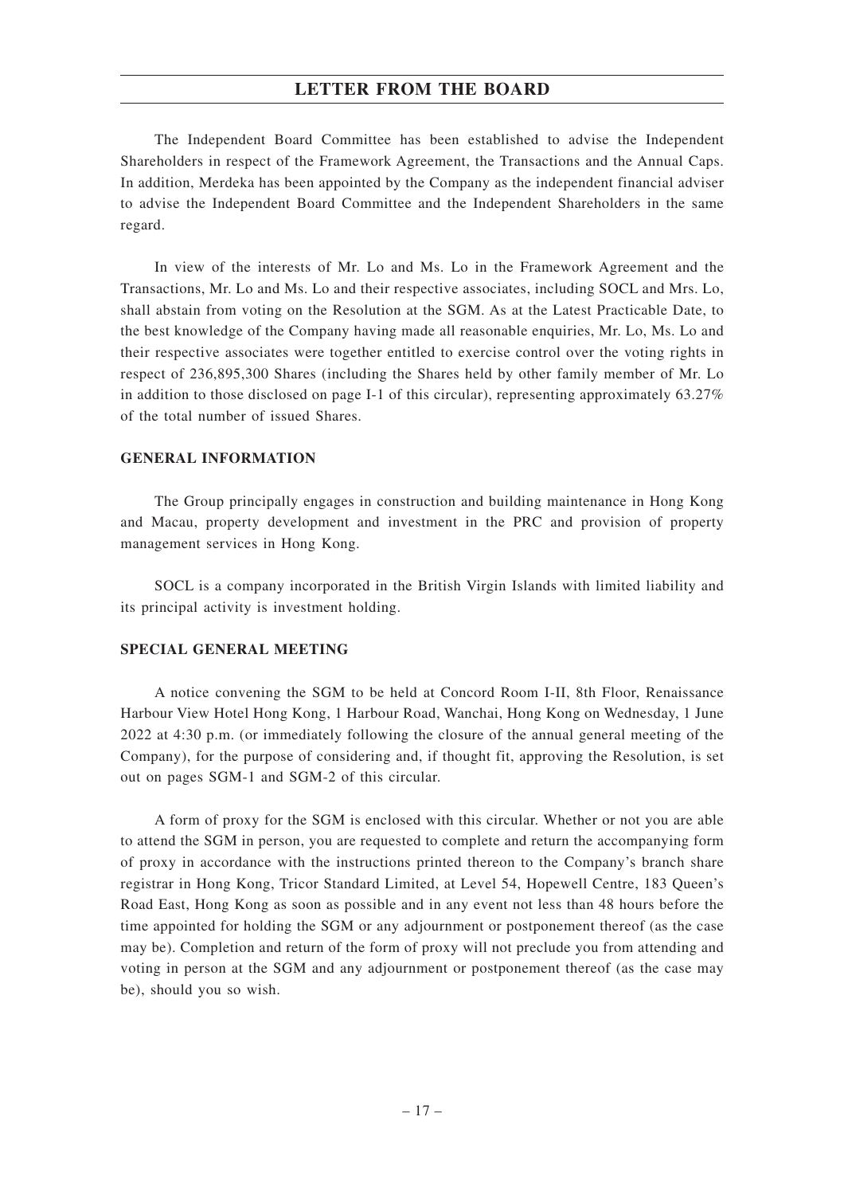The Independent Board Committee has been established to advise the Independent Shareholders in respect of the Framework Agreement, the Transactions and the Annual Caps. In addition, Merdeka has been appointed by the Company as the independent financial adviser to advise the Independent Board Committee and the Independent Shareholders in the same regard.

In view of the interests of Mr. Lo and Ms. Lo in the Framework Agreement and the Transactions, Mr. Lo and Ms. Lo and their respective associates, including SOCL and Mrs. Lo, shall abstain from voting on the Resolution at the SGM. As at the Latest Practicable Date, to the best knowledge of the Company having made all reasonable enquiries, Mr. Lo, Ms. Lo and their respective associates were together entitled to exercise control over the voting rights in respect of 236,895,300 Shares (including the Shares held by other family member of Mr. Lo in addition to those disclosed on page I-1 of this circular), representing approximately 63.27% of the total number of issued Shares.

## GENERAL INFORMATION

The Group principally engages in construction and building maintenance in Hong Kong and Macau, property development and investment in the PRC and provision of property management services in Hong Kong.

SOCL is a company incorporated in the British Virgin Islands with limited liability and its principal activity is investment holding.

## SPECIAL GENERAL MEETING

A notice convening the SGM to be held at Concord Room I-II, 8th Floor, Renaissance Harbour View Hotel Hong Kong, 1 Harbour Road, Wanchai, Hong Kong on Wednesday, 1 June 2022 at 4:30 p.m. (or immediately following the closure of the annual general meeting of the Company), for the purpose of considering and, if thought fit, approving the Resolution, is set out on pages SGM-1 and SGM-2 of this circular.

A form of proxy for the SGM is enclosed with this circular. Whether or not you are able to attend the SGM in person, you are requested to complete and return the accompanying form of proxy in accordance with the instructions printed thereon to the Company's branch share registrar in Hong Kong, Tricor Standard Limited, at Level 54, Hopewell Centre, 183 Queen's Road East, Hong Kong as soon as possible and in any event not less than 48 hours before the time appointed for holding the SGM or any adjournment or postponement thereof (as the case may be). Completion and return of the form of proxy will not preclude you from attending and voting in person at the SGM and any adjournment or postponement thereof (as the case may be), should you so wish.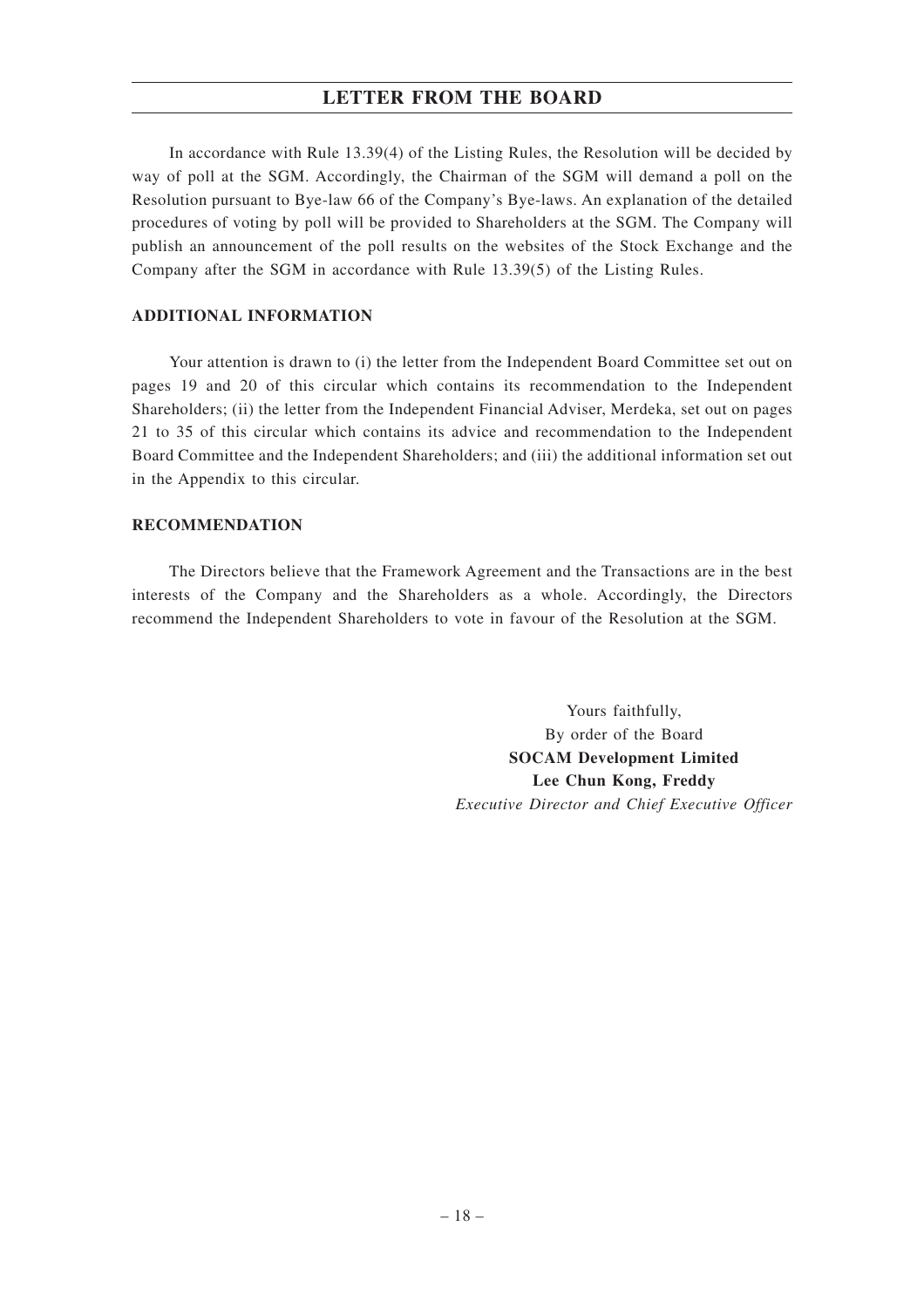In accordance with Rule 13.39(4) of the Listing Rules, the Resolution will be decided by way of poll at the SGM. Accordingly, the Chairman of the SGM will demand a poll on the Resolution pursuant to Bye-law 66 of the Company's Bye-laws. An explanation of the detailed procedures of voting by poll will be provided to Shareholders at the SGM. The Company will publish an announcement of the poll results on the websites of the Stock Exchange and the Company after the SGM in accordance with Rule 13.39(5) of the Listing Rules.

## ADDITIONAL INFORMATION

Your attention is drawn to (i) the letter from the Independent Board Committee set out on pages 19 and 20 of this circular which contains its recommendation to the Independent Shareholders; (ii) the letter from the Independent Financial Adviser, Merdeka, set out on pages 21 to 35 of this circular which contains its advice and recommendation to the Independent Board Committee and the Independent Shareholders; and (iii) the additional information set out in the Appendix to this circular.

## RECOMMENDATION

The Directors believe that the Framework Agreement and the Transactions are in the best interests of the Company and the Shareholders as a whole. Accordingly, the Directors recommend the Independent Shareholders to vote in favour of the Resolution at the SGM.

Yours faithfully,
By order of the Board
**SOCAM Development Limited**
**Lee Chun Kong, Freddy**
*Executive Director and Chief Executive Officer*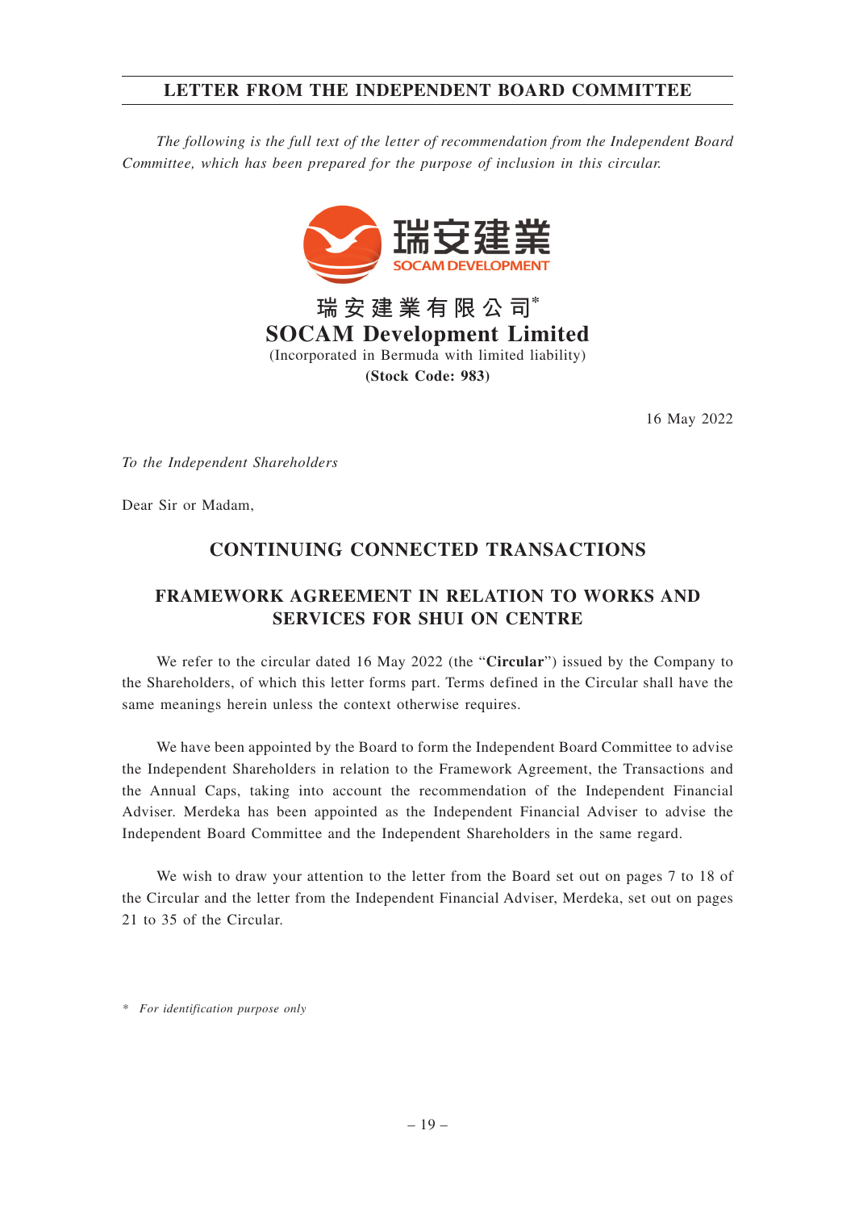# LETTER FROM THE INDEPENDENT BOARD COMMITTEE

*The following is the full text of the letter of recommendation from the Independent Board Committee, which has been prepared for the purpose of inclusion in this circular.*

瑞安建業
SOCAM DEVELOPMENT

**瑞安建業有限公司***
**SOCAM Development Limited**
(Incorporated in Bermuda with limited liability)
**(Stock Code: 983)**

16 May 2022

*To the Independent Shareholders*

Dear Sir or Madam,

## CONTINUING CONNECTED TRANSACTIONS

## FRAMEWORK AGREEMENT IN RELATION TO WORKS AND SERVICES FOR SHUI ON CENTRE

We refer to the circular dated 16 May 2022 (the "**Circular**") issued by the Company to the Shareholders, of which this letter forms part. Terms defined in the Circular shall have the same meanings herein unless the context otherwise requires.

We have been appointed by the Board to form the Independent Board Committee to advise the Independent Shareholders in relation to the Framework Agreement, the Transactions and the Annual Caps, taking into account the recommendation of the Independent Financial Adviser. Merdeka has been appointed as the Independent Financial Adviser to advise the Independent Board Committee and the Independent Shareholders in the same regard.

We wish to draw your attention to the letter from the Board set out on pages 7 to 18 of the Circular and the letter from the Independent Financial Adviser, Merdeka, set out on pages 21 to 35 of the Circular.

\* *For identification purpose only*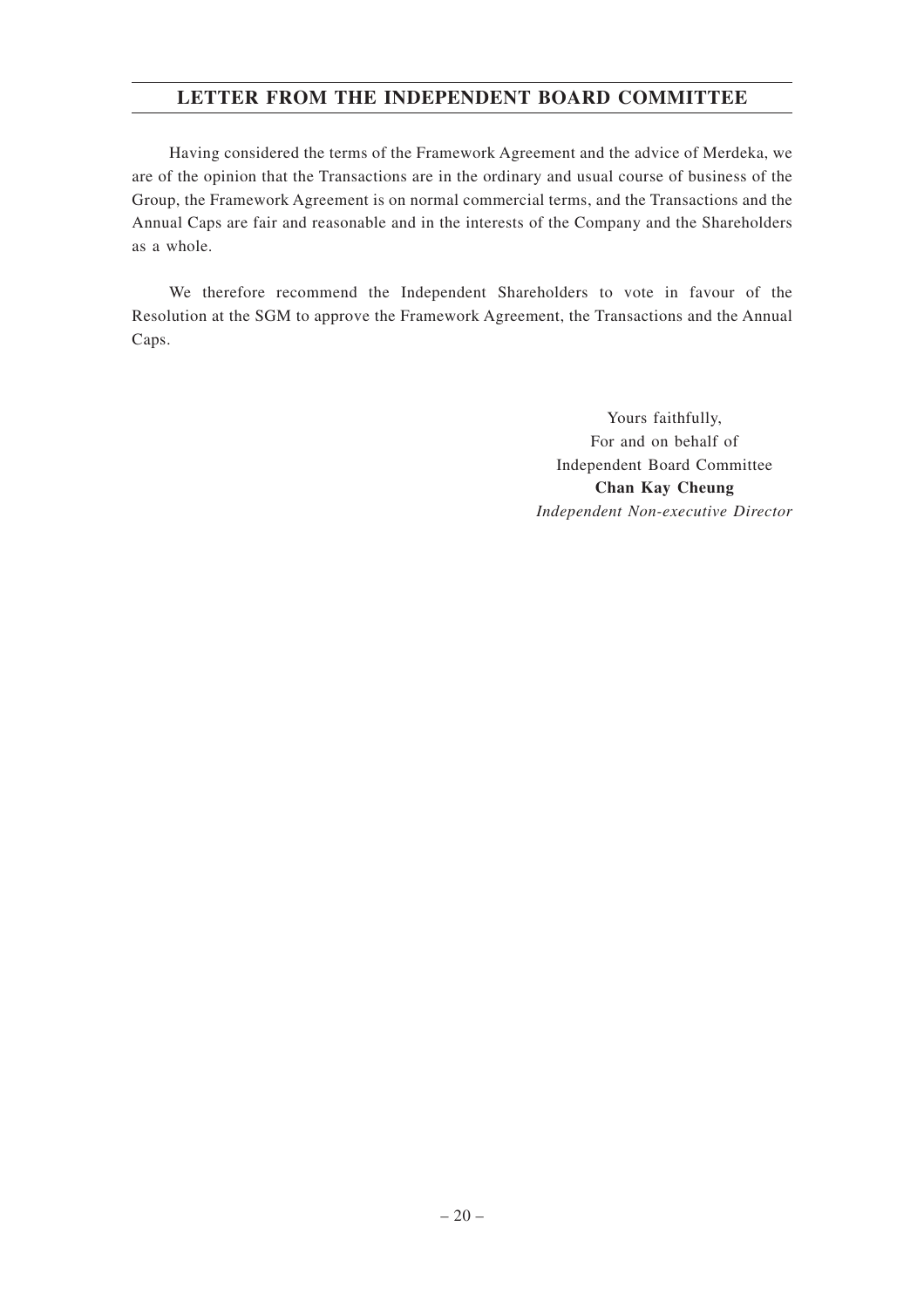## LETTER FROM THE INDEPENDENT BOARD COMMITTEE

Having considered the terms of the Framework Agreement and the advice of Merdeka, we are of the opinion that the Transactions are in the ordinary and usual course of business of the Group, the Framework Agreement is on normal commercial terms, and the Transactions and the Annual Caps are fair and reasonable and in the interests of the Company and the Shareholders as a whole.

We therefore recommend the Independent Shareholders to vote in favour of the Resolution at the SGM to approve the Framework Agreement, the Transactions and the Annual Caps.

Yours faithfully,
For and on behalf of
Independent Board Committee
**Chan Kay Cheung**
*Independent Non-executive Director*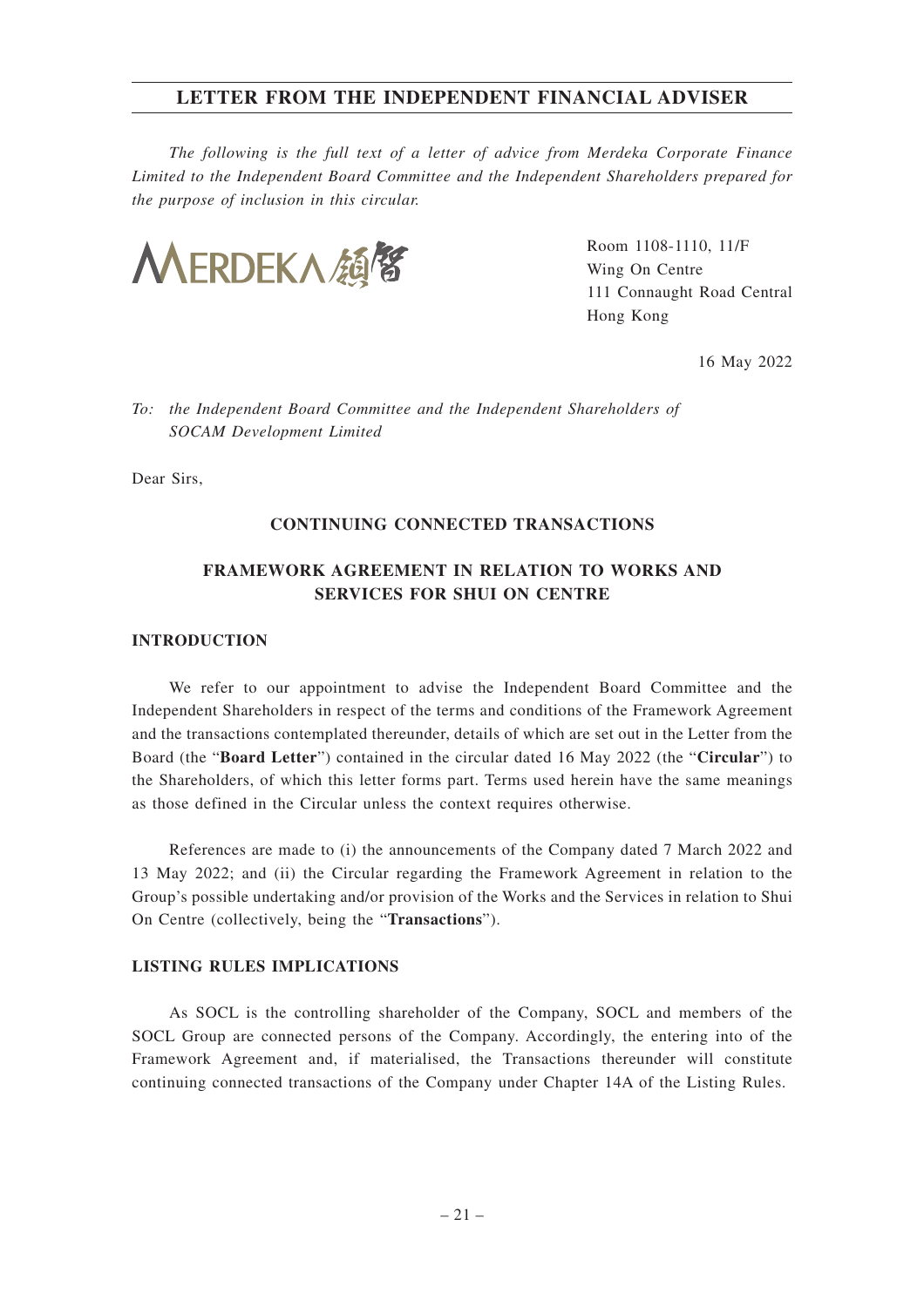# LETTER FROM THE INDEPENDENT FINANCIAL ADVISER

*The following is the full text of a letter of advice from Merdeka Corporate Finance Limited to the Independent Board Committee and the Independent Shareholders prepared for the purpose of inclusion in this circular.*

MERDEKA 領智

Room 1108-1110, 11/F
Wing On Centre
111 Connaught Road Central
Hong Kong

16 May 2022

*To: the Independent Board Committee and the Independent Shareholders of SOCAM Development Limited*

Dear Sirs,

## CONTINUING CONNECTED TRANSACTIONS

## FRAMEWORK AGREEMENT IN RELATION TO WORKS AND SERVICES FOR SHUI ON CENTRE

### INTRODUCTION

We refer to our appointment to advise the Independent Board Committee and the Independent Shareholders in respect of the terms and conditions of the Framework Agreement and the transactions contemplated thereunder, details of which are set out in the Letter from the Board (the "**Board Letter**") contained in the circular dated 16 May 2022 (the "**Circular**") to the Shareholders, of which this letter forms part. Terms used herein have the same meanings as those defined in the Circular unless the context requires otherwise.

References are made to (i) the announcements of the Company dated 7 March 2022 and 13 May 2022; and (ii) the Circular regarding the Framework Agreement in relation to the Group's possible undertaking and/or provision of the Works and the Services in relation to Shui On Centre (collectively, being the "**Transactions**").

### LISTING RULES IMPLICATIONS

As SOCL is the controlling shareholder of the Company, SOCL and members of the SOCL Group are connected persons of the Company. Accordingly, the entering into of the Framework Agreement and, if materialised, the Transactions thereunder will constitute continuing connected transactions of the Company under Chapter 14A of the Listing Rules.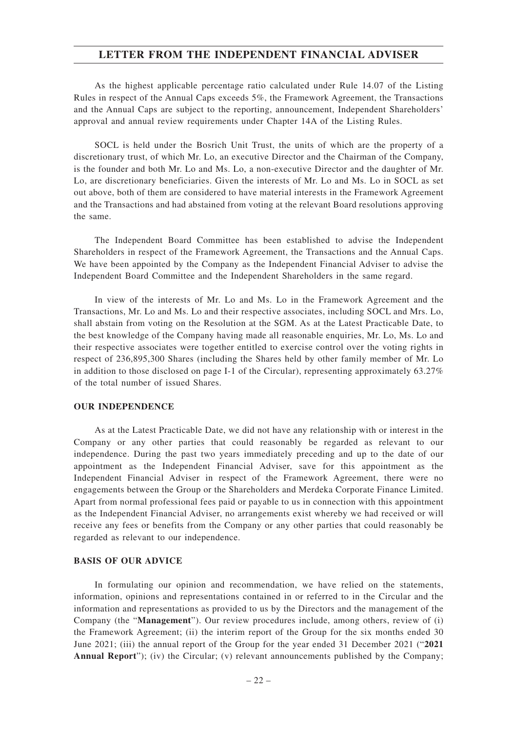As the highest applicable percentage ratio calculated under Rule 14.07 of the Listing Rules in respect of the Annual Caps exceeds 5%, the Framework Agreement, the Transactions and the Annual Caps are subject to the reporting, announcement, Independent Shareholders' approval and annual review requirements under Chapter 14A of the Listing Rules.

SOCL is held under the Bosrich Unit Trust, the units of which are the property of a discretionary trust, of which Mr. Lo, an executive Director and the Chairman of the Company, is the founder and both Mr. Lo and Ms. Lo, a non-executive Director and the daughter of Mr. Lo, are discretionary beneficiaries. Given the interests of Mr. Lo and Ms. Lo in SOCL as set out above, both of them are considered to have material interests in the Framework Agreement and the Transactions and had abstained from voting at the relevant Board resolutions approving the same.

The Independent Board Committee has been established to advise the Independent Shareholders in respect of the Framework Agreement, the Transactions and the Annual Caps. We have been appointed by the Company as the Independent Financial Adviser to advise the Independent Board Committee and the Independent Shareholders in the same regard.

In view of the interests of Mr. Lo and Ms. Lo in the Framework Agreement and the Transactions, Mr. Lo and Ms. Lo and their respective associates, including SOCL and Mrs. Lo, shall abstain from voting on the Resolution at the SGM. As at the Latest Practicable Date, to the best knowledge of the Company having made all reasonable enquiries, Mr. Lo, Ms. Lo and their respective associates were together entitled to exercise control over the voting rights in respect of 236,895,300 Shares (including the Shares held by other family member of Mr. Lo in addition to those disclosed on page I-1 of the Circular), representing approximately 63.27% of the total number of issued Shares.

## OUR INDEPENDENCE

As at the Latest Practicable Date, we did not have any relationship with or interest in the Company or any other parties that could reasonably be regarded as relevant to our independence. During the past two years immediately preceding and up to the date of our appointment as the Independent Financial Adviser, save for this appointment as the Independent Financial Adviser in respect of the Framework Agreement, there were no engagements between the Group or the Shareholders and Merdeka Corporate Finance Limited. Apart from normal professional fees paid or payable to us in connection with this appointment as the Independent Financial Adviser, no arrangements exist whereby we had received or will receive any fees or benefits from the Company or any other parties that could reasonably be regarded as relevant to our independence.

## BASIS OF OUR ADVICE

In formulating our opinion and recommendation, we have relied on the statements, information, opinions and representations contained in or referred to in the Circular and the information and representations as provided to us by the Directors and the management of the Company (the "**Management**"). Our review procedures include, among others, review of (i) the Framework Agreement; (ii) the interim report of the Group for the six months ended 30 June 2021; (iii) the annual report of the Group for the year ended 31 December 2021 ("**2021 Annual Report**"); (iv) the Circular; (v) relevant announcements published by the Company;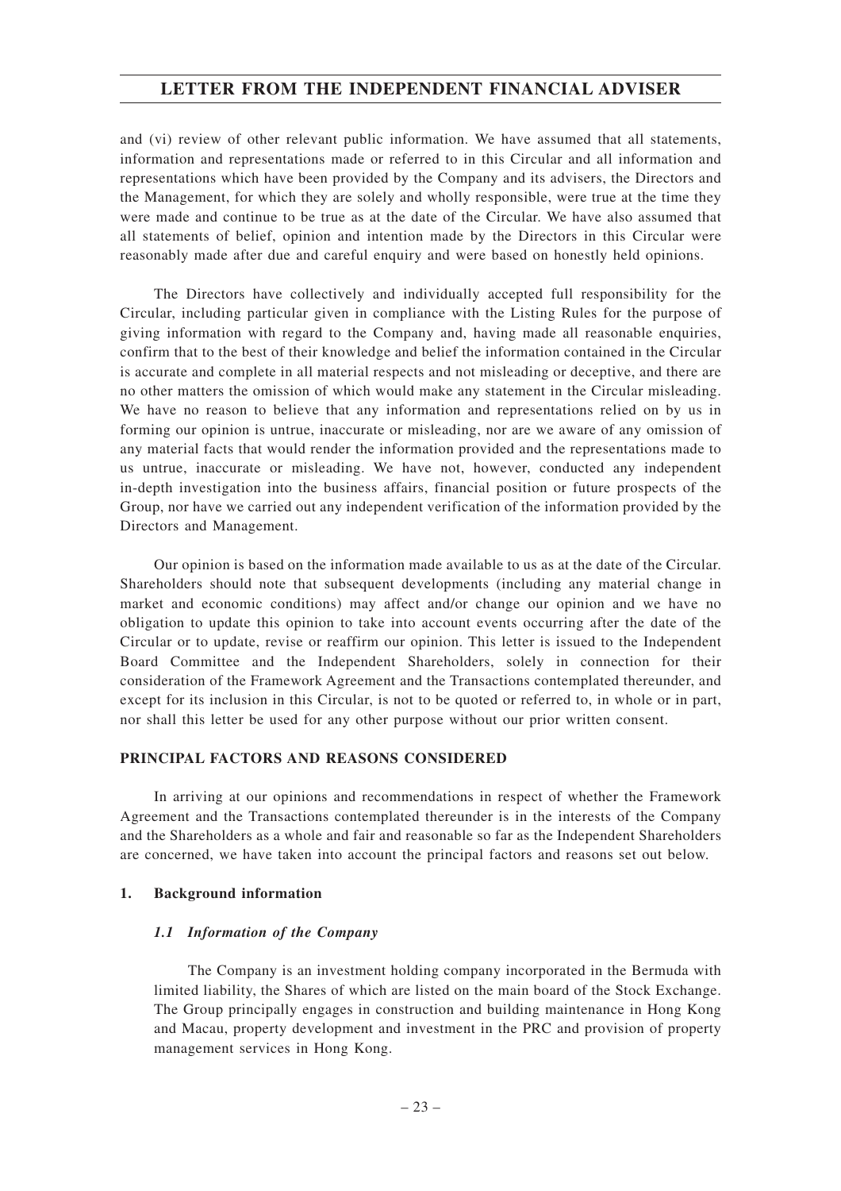and (vi) review of other relevant public information. We have assumed that all statements, information and representations made or referred to in this Circular and all information and representations which have been provided by the Company and its advisers, the Directors and the Management, for which they are solely and wholly responsible, were true at the time they were made and continue to be true as at the date of the Circular. We have also assumed that all statements of belief, opinion and intention made by the Directors in this Circular were reasonably made after due and careful enquiry and were based on honestly held opinions.

The Directors have collectively and individually accepted full responsibility for the Circular, including particular given in compliance with the Listing Rules for the purpose of giving information with regard to the Company and, having made all reasonable enquiries, confirm that to the best of their knowledge and belief the information contained in the Circular is accurate and complete in all material respects and not misleading or deceptive, and there are no other matters the omission of which would make any statement in the Circular misleading. We have no reason to believe that any information and representations relied on by us in forming our opinion is untrue, inaccurate or misleading, nor are we aware of any omission of any material facts that would render the information provided and the representations made to us untrue, inaccurate or misleading. We have not, however, conducted any independent in-depth investigation into the business affairs, financial position or future prospects of the Group, nor have we carried out any independent verification of the information provided by the Directors and Management.

Our opinion is based on the information made available to us as at the date of the Circular. Shareholders should note that subsequent developments (including any material change in market and economic conditions) may affect and/or change our opinion and we have no obligation to update this opinion to take into account events occurring after the date of the Circular or to update, revise or reaffirm our opinion. This letter is issued to the Independent Board Committee and the Independent Shareholders, solely in connection for their consideration of the Framework Agreement and the Transactions contemplated thereunder, and except for its inclusion in this Circular, is not to be quoted or referred to, in whole or in part, nor shall this letter be used for any other purpose without our prior written consent.

## PRINCIPAL FACTORS AND REASONS CONSIDERED

In arriving at our opinions and recommendations in respect of whether the Framework Agreement and the Transactions contemplated thereunder is in the interests of the Company and the Shareholders as a whole and fair and reasonable so far as the Independent Shareholders are concerned, we have taken into account the principal factors and reasons set out below.

### 1. Background information

#### *1.1 Information of the Company*

The Company is an investment holding company incorporated in the Bermuda with limited liability, the Shares of which are listed on the main board of the Stock Exchange. The Group principally engages in construction and building maintenance in Hong Kong and Macau, property development and investment in the PRC and provision of property management services in Hong Kong.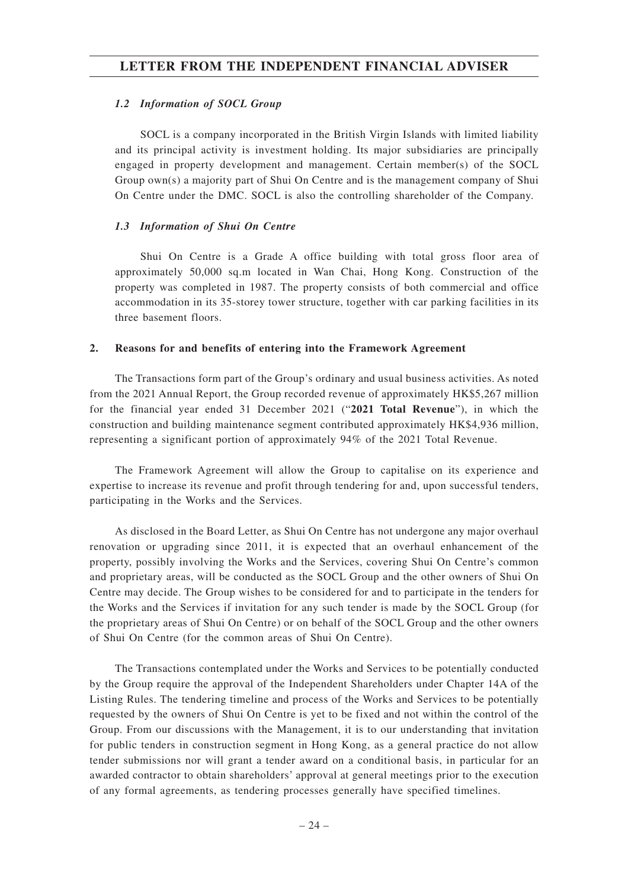### *1.2 Information of SOCL Group*

SOCL is a company incorporated in the British Virgin Islands with limited liability and its principal activity is investment holding. Its major subsidiaries are principally engaged in property development and management. Certain member(s) of the SOCL Group own(s) a majority part of Shui On Centre and is the management company of Shui On Centre under the DMC. SOCL is also the controlling shareholder of the Company.

### *1.3 Information of Shui On Centre*

Shui On Centre is a Grade A office building with total gross floor area of approximately 50,000 sq.m located in Wan Chai, Hong Kong. Construction of the property was completed in 1987. The property consists of both commercial and office accommodation in its 35-storey tower structure, together with car parking facilities in its three basement floors.

## 2. Reasons for and benefits of entering into the Framework Agreement

The Transactions form part of the Group's ordinary and usual business activities. As noted from the 2021 Annual Report, the Group recorded revenue of approximately HK$5,267 million for the financial year ended 31 December 2021 ("**2021 Total Revenue**"), in which the construction and building maintenance segment contributed approximately HK$4,936 million, representing a significant portion of approximately 94% of the 2021 Total Revenue.

The Framework Agreement will allow the Group to capitalise on its experience and expertise to increase its revenue and profit through tendering for and, upon successful tenders, participating in the Works and the Services.

As disclosed in the Board Letter, as Shui On Centre has not undergone any major overhaul renovation or upgrading since 2011, it is expected that an overhaul enhancement of the property, possibly involving the Works and the Services, covering Shui On Centre's common and proprietary areas, will be conducted as the SOCL Group and the other owners of Shui On Centre may decide. The Group wishes to be considered for and to participate in the tenders for the Works and the Services if invitation for any such tender is made by the SOCL Group (for the proprietary areas of Shui On Centre) or on behalf of the SOCL Group and the other owners of Shui On Centre (for the common areas of Shui On Centre).

The Transactions contemplated under the Works and Services to be potentially conducted by the Group require the approval of the Independent Shareholders under Chapter 14A of the Listing Rules. The tendering timeline and process of the Works and Services to be potentially requested by the owners of Shui On Centre is yet to be fixed and not within the control of the Group. From our discussions with the Management, it is to our understanding that invitation for public tenders in construction segment in Hong Kong, as a general practice do not allow tender submissions nor will grant a tender award on a conditional basis, in particular for an awarded contractor to obtain shareholders' approval at general meetings prior to the execution of any formal agreements, as tendering processes generally have specified timelines.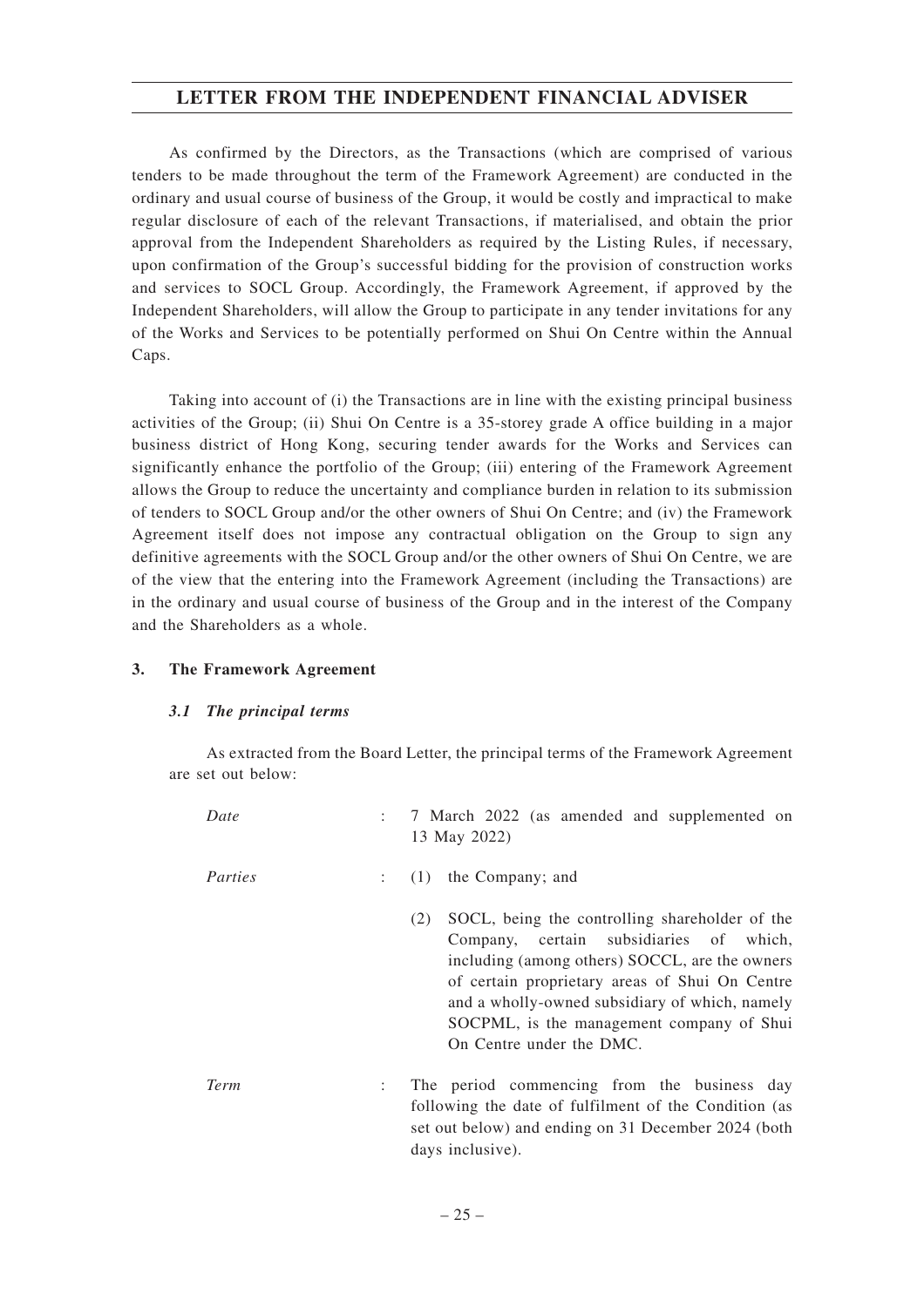As confirmed by the Directors, as the Transactions (which are comprised of various tenders to be made throughout the term of the Framework Agreement) are conducted in the ordinary and usual course of business of the Group, it would be costly and impractical to make regular disclosure of each of the relevant Transactions, if materialised, and obtain the prior approval from the Independent Shareholders as required by the Listing Rules, if necessary, upon confirmation of the Group's successful bidding for the provision of construction works and services to SOCL Group. Accordingly, the Framework Agreement, if approved by the Independent Shareholders, will allow the Group to participate in any tender invitations for any of the Works and Services to be potentially performed on Shui On Centre within the Annual Caps.

Taking into account of (i) the Transactions are in line with the existing principal business activities of the Group; (ii) Shui On Centre is a 35-storey grade A office building in a major business district of Hong Kong, securing tender awards for the Works and Services can significantly enhance the portfolio of the Group; (iii) entering of the Framework Agreement allows the Group to reduce the uncertainty and compliance burden in relation to its submission of tenders to SOCL Group and/or the other owners of Shui On Centre; and (iv) the Framework Agreement itself does not impose any contractual obligation on the Group to sign any definitive agreements with the SOCL Group and/or the other owners of Shui On Centre, we are of the view that the entering into the Framework Agreement (including the Transactions) are in the ordinary and usual course of business of the Group and in the interest of the Company and the Shareholders as a whole.

### 3. The Framework Agreement

#### *3.1 The principal terms*

As extracted from the Board Letter, the principal terms of the Framework Agreement are set out below:

*Date* : 7 March 2022 (as amended and supplemented on 13 May 2022)

*Parties* :

(1) the Company; and

(2) SOCL, being the controlling shareholder of the Company, certain subsidiaries of which, including (among others) SOCCL, are the owners of certain proprietary areas of Shui On Centre and a wholly-owned subsidiary of which, namely SOCPML, is the management company of Shui On Centre under the DMC.

*Term* : The period commencing from the business day following the date of fulfilment of the Condition (as set out below) and ending on 31 December 2024 (both days inclusive).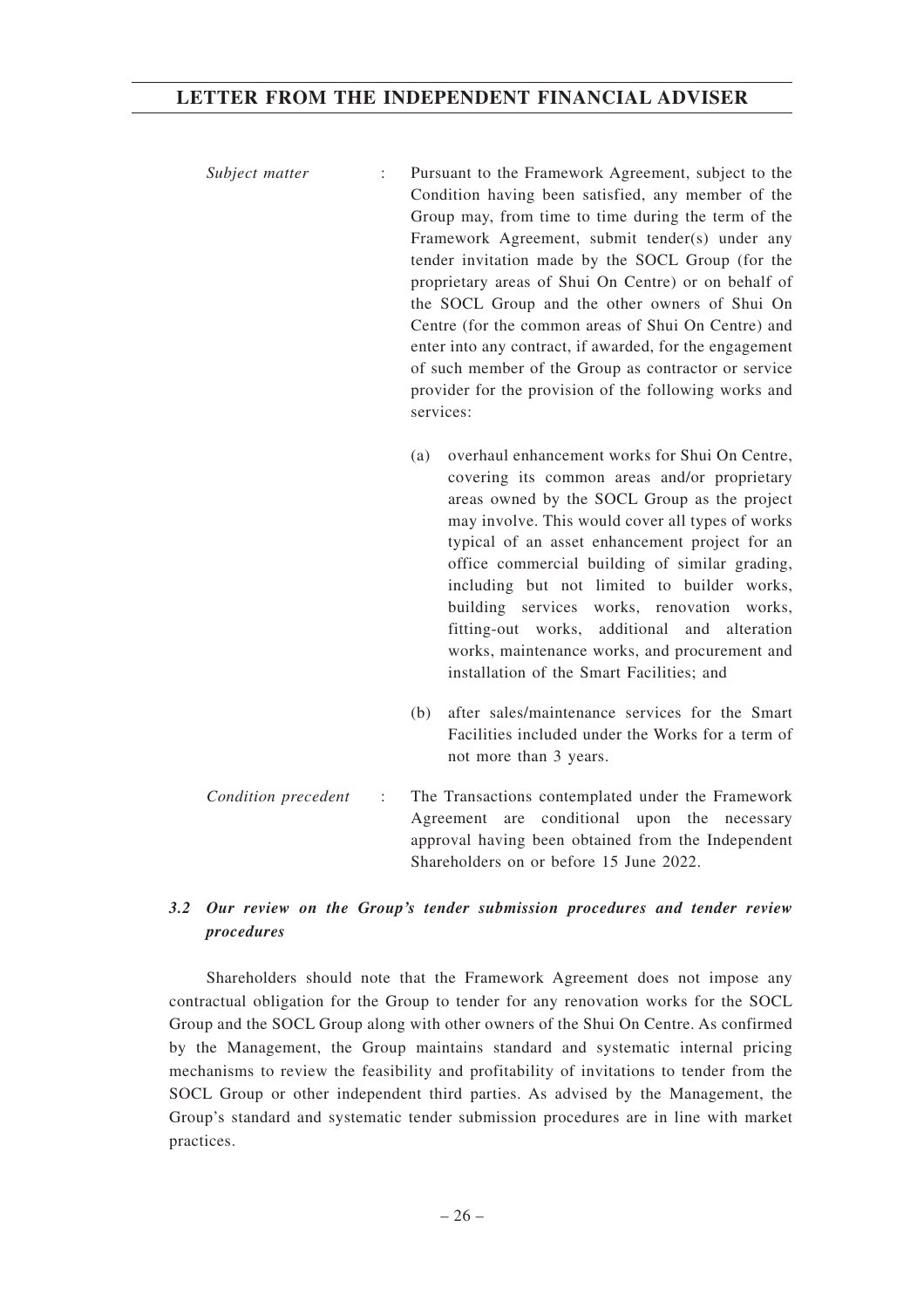*Subject matter* : Pursuant to the Framework Agreement, subject to the Condition having been satisfied, any member of the Group may, from time to time during the term of the Framework Agreement, submit tender(s) under any tender invitation made by the SOCL Group (for the proprietary areas of Shui On Centre) or on behalf of the SOCL Group and the other owners of Shui On Centre (for the common areas of Shui On Centre) and enter into any contract, if awarded, for the engagement of such member of the Group as contractor or service provider for the provision of the following works and services:

(a) overhaul enhancement works for Shui On Centre, covering its common areas and/or proprietary areas owned by the SOCL Group as the project may involve. This would cover all types of works typical of an asset enhancement project for an office commercial building of similar grading, including but not limited to builder works, building services works, renovation works, fitting-out works, additional and alteration works, maintenance works, and procurement and installation of the Smart Facilities; and

(b) after sales/maintenance services for the Smart Facilities included under the Works for a term of not more than 3 years.

*Condition precedent* : The Transactions contemplated under the Framework Agreement are conditional upon the necessary approval having been obtained from the Independent Shareholders on or before 15 June 2022.

### *3.2 Our review on the Group's tender submission procedures and tender review procedures*

Shareholders should note that the Framework Agreement does not impose any contractual obligation for the Group to tender for any renovation works for the SOCL Group and the SOCL Group along with other owners of the Shui On Centre. As confirmed by the Management, the Group maintains standard and systematic internal pricing mechanisms to review the feasibility and profitability of invitations to tender from the SOCL Group or other independent third parties. As advised by the Management, the Group's standard and systematic tender submission procedures are in line with market practices.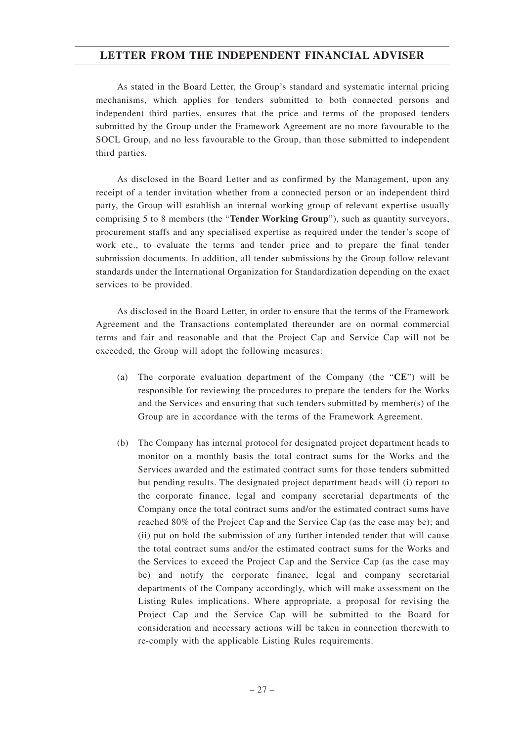As stated in the Board Letter, the Group's standard and systematic internal pricing mechanisms, which applies for tenders submitted to both connected persons and independent third parties, ensures that the price and terms of the proposed tenders submitted by the Group under the Framework Agreement are no more favourable to the SOCL Group, and no less favourable to the Group, than those submitted to independent third parties.

As disclosed in the Board Letter and as confirmed by the Management, upon any receipt of a tender invitation whether from a connected person or an independent third party, the Group will establish an internal working group of relevant expertise usually comprising 5 to 8 members (the "**Tender Working Group**"), such as quantity surveyors, procurement staffs and any specialised expertise as required under the tender's scope of work etc., to evaluate the terms and tender price and to prepare the final tender submission documents. In addition, all tender submissions by the Group follow relevant standards under the International Organization for Standardization depending on the exact services to be provided.

As disclosed in the Board Letter, in order to ensure that the terms of the Framework Agreement and the Transactions contemplated thereunder are on normal commercial terms and fair and reasonable and that the Project Cap and Service Cap will not be exceeded, the Group will adopt the following measures:

(a) The corporate evaluation department of the Company (the "**CE**") will be responsible for reviewing the procedures to prepare the tenders for the Works and the Services and ensuring that such tenders submitted by member(s) of the Group are in accordance with the terms of the Framework Agreement.

(b) The Company has internal protocol for designated project department heads to monitor on a monthly basis the total contract sums for the Works and the Services awarded and the estimated contract sums for those tenders submitted but pending results. The designated project department heads will (i) report to the corporate finance, legal and company secretarial departments of the Company once the total contract sums and/or the estimated contract sums have reached 80% of the Project Cap and the Service Cap (as the case may be); and (ii) put on hold the submission of any further intended tender that will cause the total contract sums and/or the estimated contract sums for the Works and the Services to exceed the Project Cap and the Service Cap (as the case may be) and notify the corporate finance, legal and company secretarial departments of the Company accordingly, which will make assessment on the Listing Rules implications. Where appropriate, a proposal for revising the Project Cap and the Service Cap will be submitted to the Board for consideration and necessary actions will be taken in connection therewith to re-comply with the applicable Listing Rules requirements.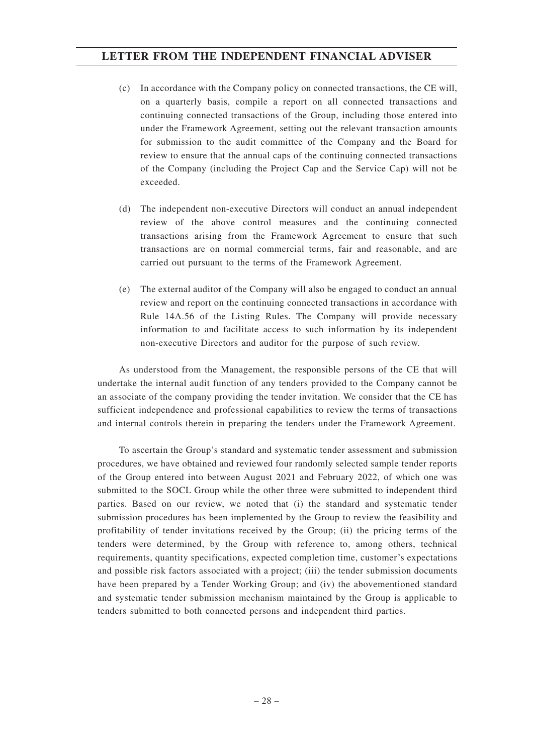(c) In accordance with the Company policy on connected transactions, the CE will, on a quarterly basis, compile a report on all connected transactions and continuing connected transactions of the Group, including those entered into under the Framework Agreement, setting out the relevant transaction amounts for submission to the audit committee of the Company and the Board for review to ensure that the annual caps of the continuing connected transactions of the Company (including the Project Cap and the Service Cap) will not be exceeded.

(d) The independent non-executive Directors will conduct an annual independent review of the above control measures and the continuing connected transactions arising from the Framework Agreement to ensure that such transactions are on normal commercial terms, fair and reasonable, and are carried out pursuant to the terms of the Framework Agreement.

(e) The external auditor of the Company will also be engaged to conduct an annual review and report on the continuing connected transactions in accordance with Rule 14A.56 of the Listing Rules. The Company will provide necessary information to and facilitate access to such information by its independent non-executive Directors and auditor for the purpose of such review.

As understood from the Management, the responsible persons of the CE that will undertake the internal audit function of any tenders provided to the Company cannot be an associate of the company providing the tender invitation. We consider that the CE has sufficient independence and professional capabilities to review the terms of transactions and internal controls therein in preparing the tenders under the Framework Agreement.

To ascertain the Group's standard and systematic tender assessment and submission procedures, we have obtained and reviewed four randomly selected sample tender reports of the Group entered into between August 2021 and February 2022, of which one was submitted to the SOCL Group while the other three were submitted to independent third parties. Based on our review, we noted that (i) the standard and systematic tender submission procedures has been implemented by the Group to review the feasibility and profitability of tender invitations received by the Group; (ii) the pricing terms of the tenders were determined, by the Group with reference to, among others, technical requirements, quantity specifications, expected completion time, customer's expectations and possible risk factors associated with a project; (iii) the tender submission documents have been prepared by a Tender Working Group; and (iv) the abovementioned standard and systematic tender submission mechanism maintained by the Group is applicable to tenders submitted to both connected persons and independent third parties.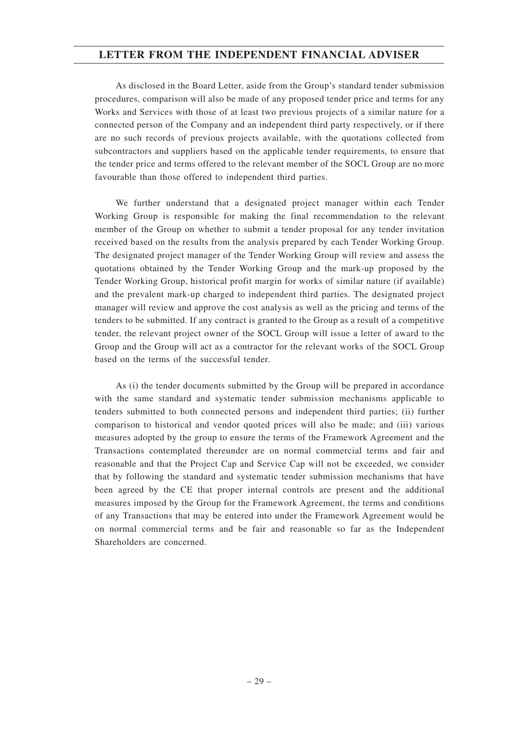As disclosed in the Board Letter, aside from the Group's standard tender submission procedures, comparison will also be made of any proposed tender price and terms for any Works and Services with those of at least two previous projects of a similar nature for a connected person of the Company and an independent third party respectively, or if there are no such records of previous projects available, with the quotations collected from subcontractors and suppliers based on the applicable tender requirements, to ensure that the tender price and terms offered to the relevant member of the SOCL Group are no more favourable than those offered to independent third parties.

We further understand that a designated project manager within each Tender Working Group is responsible for making the final recommendation to the relevant member of the Group on whether to submit a tender proposal for any tender invitation received based on the results from the analysis prepared by each Tender Working Group. The designated project manager of the Tender Working Group will review and assess the quotations obtained by the Tender Working Group and the mark-up proposed by the Tender Working Group, historical profit margin for works of similar nature (if available) and the prevalent mark-up charged to independent third parties. The designated project manager will review and approve the cost analysis as well as the pricing and terms of the tenders to be submitted. If any contract is granted to the Group as a result of a competitive tender, the relevant project owner of the SOCL Group will issue a letter of award to the Group and the Group will act as a contractor for the relevant works of the SOCL Group based on the terms of the successful tender.

As (i) the tender documents submitted by the Group will be prepared in accordance with the same standard and systematic tender submission mechanisms applicable to tenders submitted to both connected persons and independent third parties; (ii) further comparison to historical and vendor quoted prices will also be made; and (iii) various measures adopted by the group to ensure the terms of the Framework Agreement and the Transactions contemplated thereunder are on normal commercial terms and fair and reasonable and that the Project Cap and Service Cap will not be exceeded, we consider that by following the standard and systematic tender submission mechanisms that have been agreed by the CE that proper internal controls are present and the additional measures imposed by the Group for the Framework Agreement, the terms and conditions of any Transactions that may be entered into under the Framework Agreement would be on normal commercial terms and be fair and reasonable so far as the Independent Shareholders are concerned.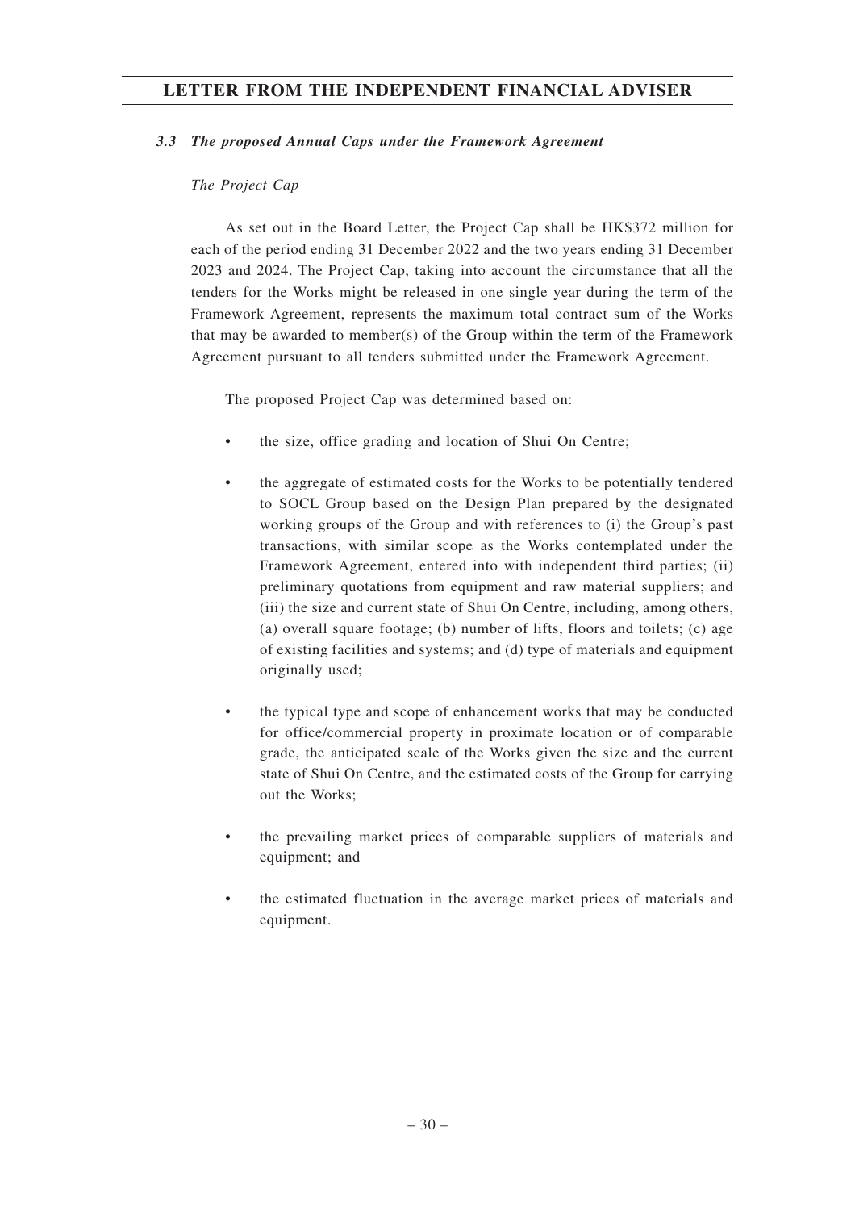### *3.3 The proposed Annual Caps under the Framework Agreement*

*The Project Cap*

As set out in the Board Letter, the Project Cap shall be HK$372 million for each of the period ending 31 December 2022 and the two years ending 31 December 2023 and 2024. The Project Cap, taking into account the circumstance that all the tenders for the Works might be released in one single year during the term of the Framework Agreement, represents the maximum total contract sum of the Works that may be awarded to member(s) of the Group within the term of the Framework Agreement pursuant to all tenders submitted under the Framework Agreement.

The proposed Project Cap was determined based on:

- the size, office grading and location of Shui On Centre;
- the aggregate of estimated costs for the Works to be potentially tendered to SOCL Group based on the Design Plan prepared by the designated working groups of the Group and with references to (i) the Group's past transactions, with similar scope as the Works contemplated under the Framework Agreement, entered into with independent third parties; (ii) preliminary quotations from equipment and raw material suppliers; and (iii) the size and current state of Shui On Centre, including, among others, (a) overall square footage; (b) number of lifts, floors and toilets; (c) age of existing facilities and systems; and (d) type of materials and equipment originally used;
- the typical type and scope of enhancement works that may be conducted for office/commercial property in proximate location or of comparable grade, the anticipated scale of the Works given the size and the current state of Shui On Centre, and the estimated costs of the Group for carrying out the Works;
- the prevailing market prices of comparable suppliers of materials and equipment; and
- the estimated fluctuation in the average market prices of materials and equipment.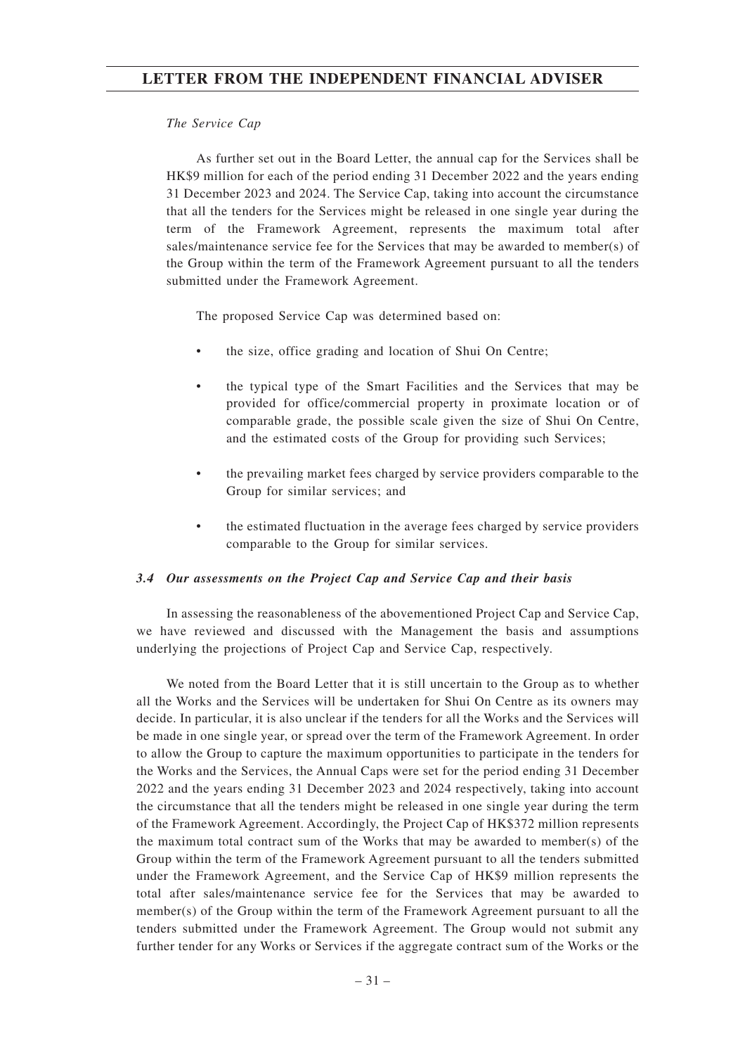*The Service Cap*

As further set out in the Board Letter, the annual cap for the Services shall be HK$9 million for each of the period ending 31 December 2022 and the years ending 31 December 2023 and 2024. The Service Cap, taking into account the circumstance that all the tenders for the Services might be released in one single year during the term of the Framework Agreement, represents the maximum total after sales/maintenance service fee for the Services that may be awarded to member(s) of the Group within the term of the Framework Agreement pursuant to all the tenders submitted under the Framework Agreement.

The proposed Service Cap was determined based on:

- the size, office grading and location of Shui On Centre;
- the typical type of the Smart Facilities and the Services that may be provided for office/commercial property in proximate location or of comparable grade, the possible scale given the size of Shui On Centre, and the estimated costs of the Group for providing such Services;
- the prevailing market fees charged by service providers comparable to the Group for similar services; and
- the estimated fluctuation in the average fees charged by service providers comparable to the Group for similar services.

### *3.4 Our assessments on the Project Cap and Service Cap and their basis*

In assessing the reasonableness of the abovementioned Project Cap and Service Cap, we have reviewed and discussed with the Management the basis and assumptions underlying the projections of Project Cap and Service Cap, respectively.

We noted from the Board Letter that it is still uncertain to the Group as to whether all the Works and the Services will be undertaken for Shui On Centre as its owners may decide. In particular, it is also unclear if the tenders for all the Works and the Services will be made in one single year, or spread over the term of the Framework Agreement. In order to allow the Group to capture the maximum opportunities to participate in the tenders for the Works and the Services, the Annual Caps were set for the period ending 31 December 2022 and the years ending 31 December 2023 and 2024 respectively, taking into account the circumstance that all the tenders might be released in one single year during the term of the Framework Agreement. Accordingly, the Project Cap of HK$372 million represents the maximum total contract sum of the Works that may be awarded to member(s) of the Group within the term of the Framework Agreement pursuant to all the tenders submitted under the Framework Agreement, and the Service Cap of HK$9 million represents the total after sales/maintenance service fee for the Services that may be awarded to member(s) of the Group within the term of the Framework Agreement pursuant to all the tenders submitted under the Framework Agreement. The Group would not submit any further tender for any Works or Services if the aggregate contract sum of the Works or the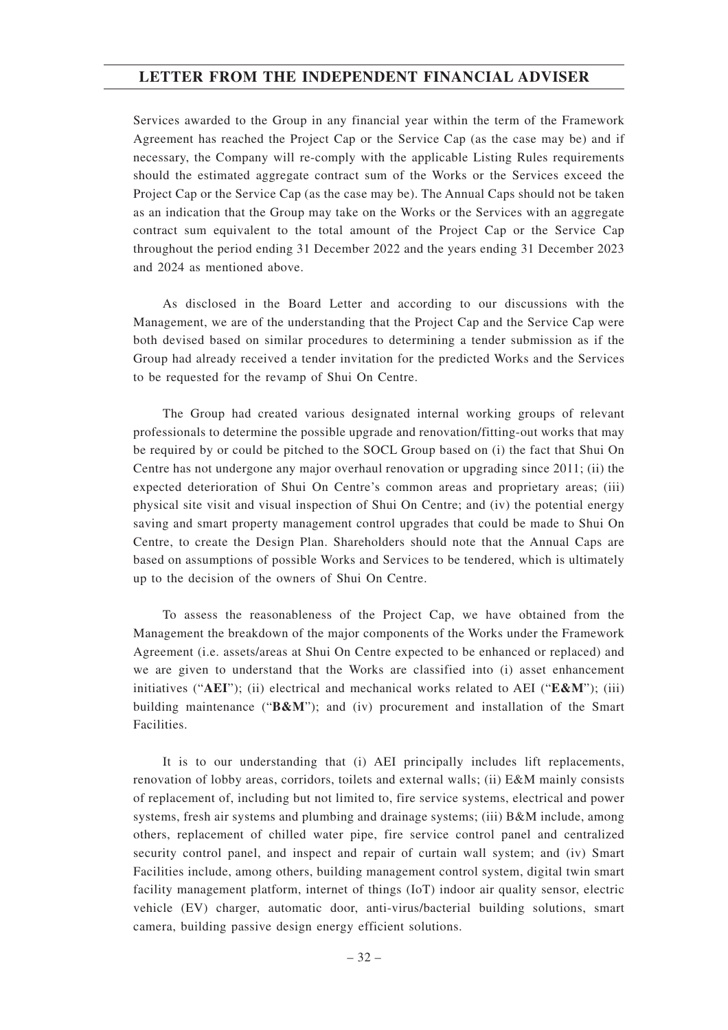Services awarded to the Group in any financial year within the term of the Framework Agreement has reached the Project Cap or the Service Cap (as the case may be) and if necessary, the Company will re-comply with the applicable Listing Rules requirements should the estimated aggregate contract sum of the Works or the Services exceed the Project Cap or the Service Cap (as the case may be). The Annual Caps should not be taken as an indication that the Group may take on the Works or the Services with an aggregate contract sum equivalent to the total amount of the Project Cap or the Service Cap throughout the period ending 31 December 2022 and the years ending 31 December 2023 and 2024 as mentioned above.

As disclosed in the Board Letter and according to our discussions with the Management, we are of the understanding that the Project Cap and the Service Cap were both devised based on similar procedures to determining a tender submission as if the Group had already received a tender invitation for the predicted Works and the Services to be requested for the revamp of Shui On Centre.

The Group had created various designated internal working groups of relevant professionals to determine the possible upgrade and renovation/fitting-out works that may be required by or could be pitched to the SOCL Group based on (i) the fact that Shui On Centre has not undergone any major overhaul renovation or upgrading since 2011; (ii) the expected deterioration of Shui On Centre's common areas and proprietary areas; (iii) physical site visit and visual inspection of Shui On Centre; and (iv) the potential energy saving and smart property management control upgrades that could be made to Shui On Centre, to create the Design Plan. Shareholders should note that the Annual Caps are based on assumptions of possible Works and Services to be tendered, which is ultimately up to the decision of the owners of Shui On Centre.

To assess the reasonableness of the Project Cap, we have obtained from the Management the breakdown of the major components of the Works under the Framework Agreement (i.e. assets/areas at Shui On Centre expected to be enhanced or replaced) and we are given to understand that the Works are classified into (i) asset enhancement initiatives ("**AEI**"); (ii) electrical and mechanical works related to AEI ("**E&M**"); (iii) building maintenance ("**B&M**"); and (iv) procurement and installation of the Smart Facilities.

It is to our understanding that (i) AEI principally includes lift replacements, renovation of lobby areas, corridors, toilets and external walls; (ii) E&M mainly consists of replacement of, including but not limited to, fire service systems, electrical and power systems, fresh air systems and plumbing and drainage systems; (iii) B&M include, among others, replacement of chilled water pipe, fire service control panel and centralized security control panel, and inspect and repair of curtain wall system; and (iv) Smart Facilities include, among others, building management control system, digital twin smart facility management platform, internet of things (IoT) indoor air quality sensor, electric vehicle (EV) charger, automatic door, anti-virus/bacterial building solutions, smart camera, building passive design energy efficient solutions.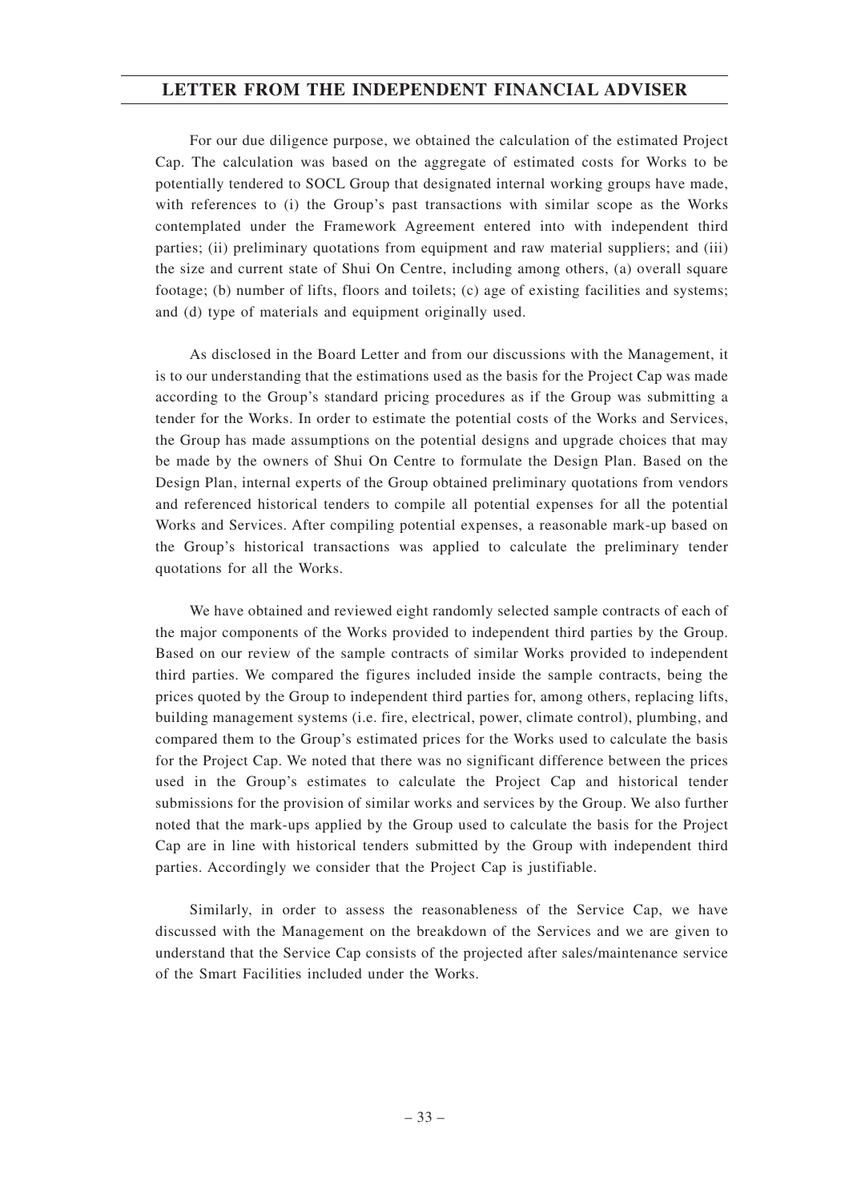For our due diligence purpose, we obtained the calculation of the estimated Project Cap. The calculation was based on the aggregate of estimated costs for Works to be potentially tendered to SOCL Group that designated internal working groups have made, with references to (i) the Group's past transactions with similar scope as the Works contemplated under the Framework Agreement entered into with independent third parties; (ii) preliminary quotations from equipment and raw material suppliers; and (iii) the size and current state of Shui On Centre, including among others, (a) overall square footage; (b) number of lifts, floors and toilets; (c) age of existing facilities and systems; and (d) type of materials and equipment originally used.

As disclosed in the Board Letter and from our discussions with the Management, it is to our understanding that the estimations used as the basis for the Project Cap was made according to the Group's standard pricing procedures as if the Group was submitting a tender for the Works. In order to estimate the potential costs of the Works and Services, the Group has made assumptions on the potential designs and upgrade choices that may be made by the owners of Shui On Centre to formulate the Design Plan. Based on the Design Plan, internal experts of the Group obtained preliminary quotations from vendors and referenced historical tenders to compile all potential expenses for all the potential Works and Services. After compiling potential expenses, a reasonable mark-up based on the Group's historical transactions was applied to calculate the preliminary tender quotations for all the Works.

We have obtained and reviewed eight randomly selected sample contracts of each of the major components of the Works provided to independent third parties by the Group. Based on our review of the sample contracts of similar Works provided to independent third parties. We compared the figures included inside the sample contracts, being the prices quoted by the Group to independent third parties for, among others, replacing lifts, building management systems (i.e. fire, electrical, power, climate control), plumbing, and compared them to the Group's estimated prices for the Works used to calculate the basis for the Project Cap. We noted that there was no significant difference between the prices used in the Group's estimates to calculate the Project Cap and historical tender submissions for the provision of similar works and services by the Group. We also further noted that the mark-ups applied by the Group used to calculate the basis for the Project Cap are in line with historical tenders submitted by the Group with independent third parties. Accordingly we consider that the Project Cap is justifiable.

Similarly, in order to assess the reasonableness of the Service Cap, we have discussed with the Management on the breakdown of the Services and we are given to understand that the Service Cap consists of the projected after sales/maintenance service of the Smart Facilities included under the Works.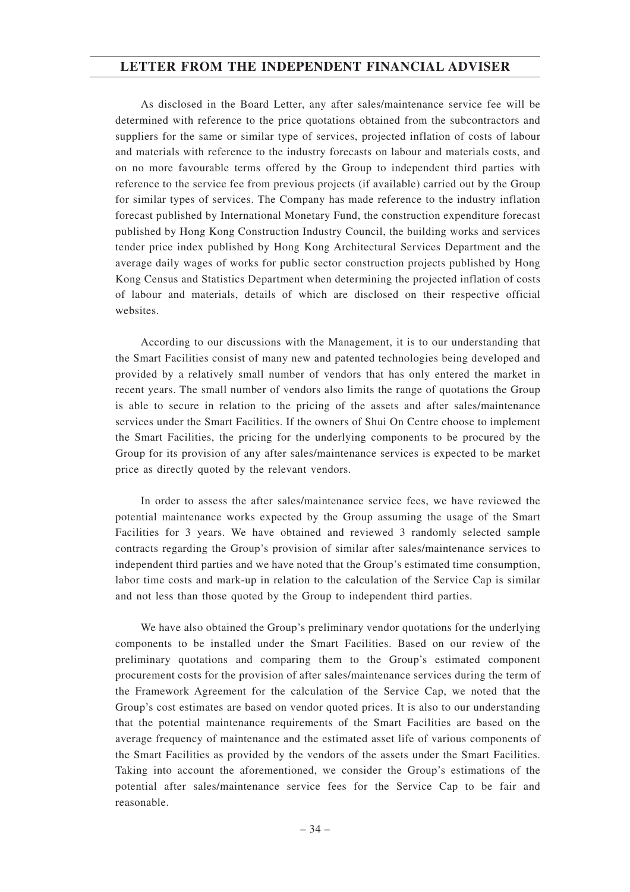As disclosed in the Board Letter, any after sales/maintenance service fee will be determined with reference to the price quotations obtained from the subcontractors and suppliers for the same or similar type of services, projected inflation of costs of labour and materials with reference to the industry forecasts on labour and materials costs, and on no more favourable terms offered by the Group to independent third parties with reference to the service fee from previous projects (if available) carried out by the Group for similar types of services. The Company has made reference to the industry inflation forecast published by International Monetary Fund, the construction expenditure forecast published by Hong Kong Construction Industry Council, the building works and services tender price index published by Hong Kong Architectural Services Department and the average daily wages of works for public sector construction projects published by Hong Kong Census and Statistics Department when determining the projected inflation of costs of labour and materials, details of which are disclosed on their respective official websites.

According to our discussions with the Management, it is to our understanding that the Smart Facilities consist of many new and patented technologies being developed and provided by a relatively small number of vendors that has only entered the market in recent years. The small number of vendors also limits the range of quotations the Group is able to secure in relation to the pricing of the assets and after sales/maintenance services under the Smart Facilities. If the owners of Shui On Centre choose to implement the Smart Facilities, the pricing for the underlying components to be procured by the Group for its provision of any after sales/maintenance services is expected to be market price as directly quoted by the relevant vendors.

In order to assess the after sales/maintenance service fees, we have reviewed the potential maintenance works expected by the Group assuming the usage of the Smart Facilities for 3 years. We have obtained and reviewed 3 randomly selected sample contracts regarding the Group's provision of similar after sales/maintenance services to independent third parties and we have noted that the Group's estimated time consumption, labor time costs and mark-up in relation to the calculation of the Service Cap is similar and not less than those quoted by the Group to independent third parties.

We have also obtained the Group's preliminary vendor quotations for the underlying components to be installed under the Smart Facilities. Based on our review of the preliminary quotations and comparing them to the Group's estimated component procurement costs for the provision of after sales/maintenance services during the term of the Framework Agreement for the calculation of the Service Cap, we noted that the Group's cost estimates are based on vendor quoted prices. It is also to our understanding that the potential maintenance requirements of the Smart Facilities are based on the average frequency of maintenance and the estimated asset life of various components of the Smart Facilities as provided by the vendors of the assets under the Smart Facilities. Taking into account the aforementioned, we consider the Group's estimations of the potential after sales/maintenance service fees for the Service Cap to be fair and reasonable.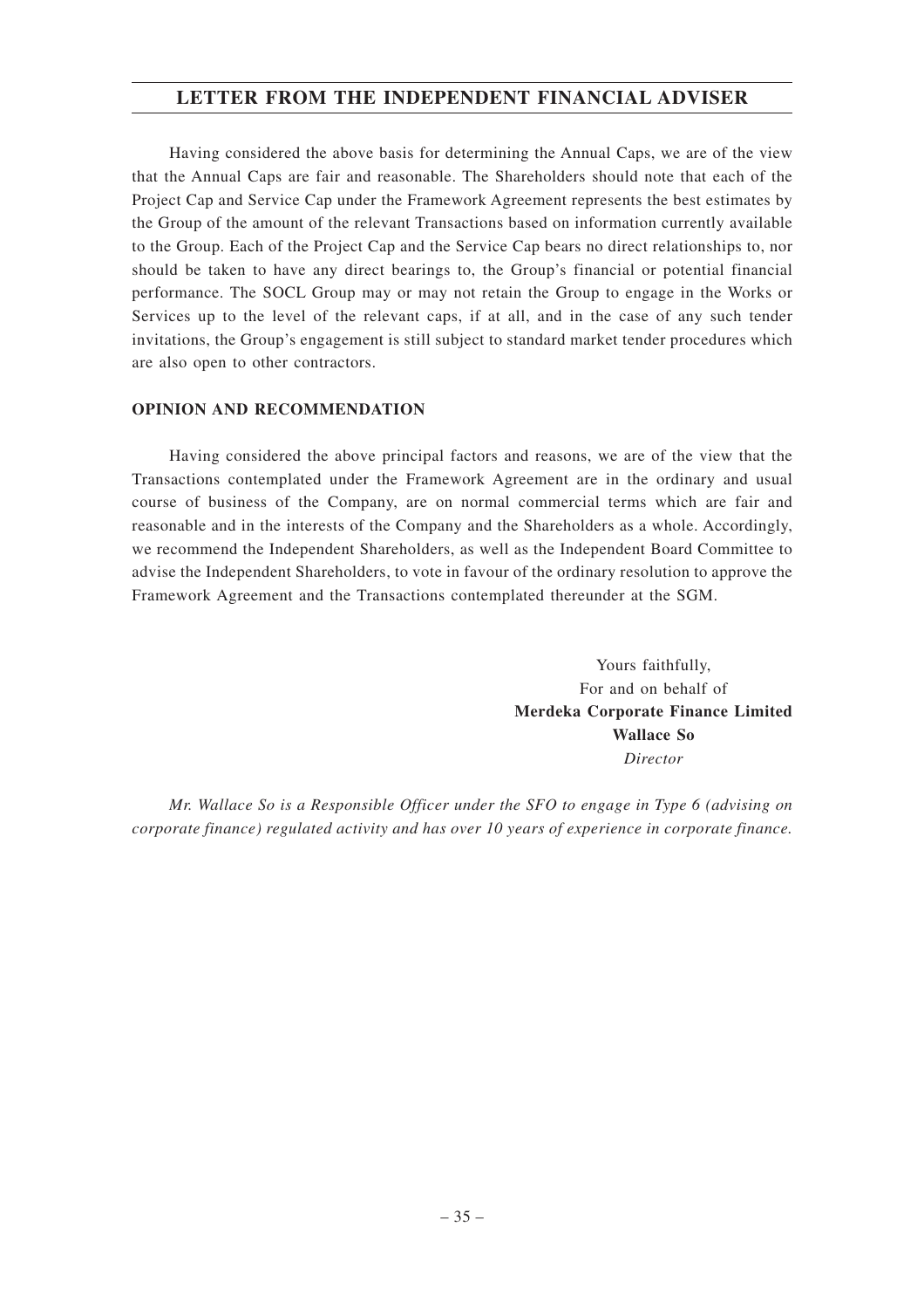Having considered the above basis for determining the Annual Caps, we are of the view that the Annual Caps are fair and reasonable. The Shareholders should note that each of the Project Cap and Service Cap under the Framework Agreement represents the best estimates by the Group of the amount of the relevant Transactions based on information currently available to the Group. Each of the Project Cap and the Service Cap bears no direct relationships to, nor should be taken to have any direct bearings to, the Group's financial or potential financial performance. The SOCL Group may or may not retain the Group to engage in the Works or Services up to the level of the relevant caps, if at all, and in the case of any such tender invitations, the Group's engagement is still subject to standard market tender procedures which are also open to other contractors.

## OPINION AND RECOMMENDATION

Having considered the above principal factors and reasons, we are of the view that the Transactions contemplated under the Framework Agreement are in the ordinary and usual course of business of the Company, are on normal commercial terms which are fair and reasonable and in the interests of the Company and the Shareholders as a whole. Accordingly, we recommend the Independent Shareholders, as well as the Independent Board Committee to advise the Independent Shareholders, to vote in favour of the ordinary resolution to approve the Framework Agreement and the Transactions contemplated thereunder at the SGM.

Yours faithfully,
For and on behalf of
**Merdeka Corporate Finance Limited**
**Wallace So**
*Director*

*Mr. Wallace So is a Responsible Officer under the SFO to engage in Type 6 (advising on corporate finance) regulated activity and has over 10 years of experience in corporate finance.*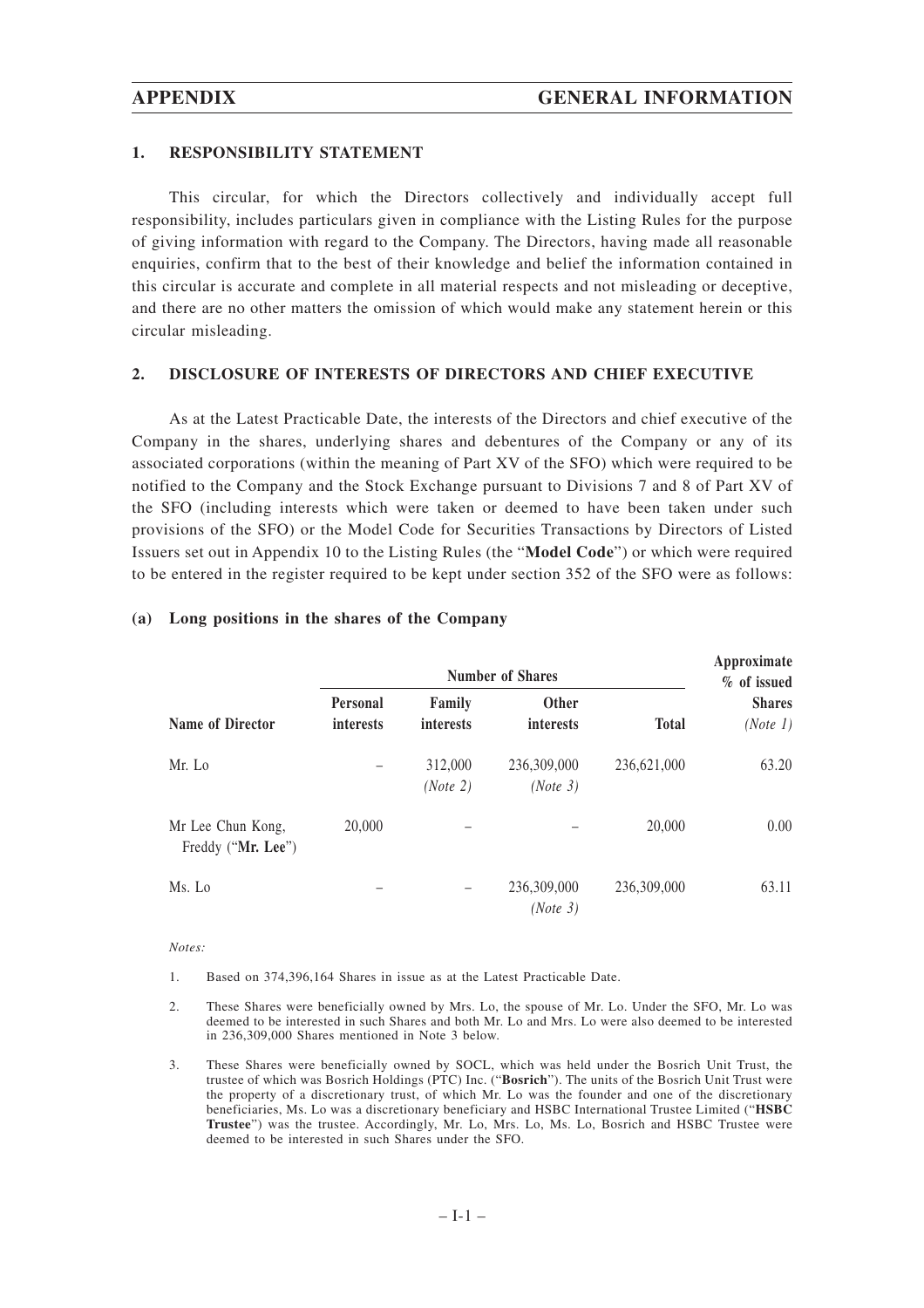## 1. RESPONSIBILITY STATEMENT

This circular, for which the Directors collectively and individually accept full responsibility, includes particulars given in compliance with the Listing Rules for the purpose of giving information with regard to the Company. The Directors, having made all reasonable enquiries, confirm that to the best of their knowledge and belief the information contained in this circular is accurate and complete in all material respects and not misleading or deceptive, and there are no other matters the omission of which would make any statement herein or this circular misleading.

## 2. DISCLOSURE OF INTERESTS OF DIRECTORS AND CHIEF EXECUTIVE

As at the Latest Practicable Date, the interests of the Directors and chief executive of the Company in the shares, underlying shares and debentures of the Company or any of its associated corporations (within the meaning of Part XV of the SFO) which were required to be notified to the Company and the Stock Exchange pursuant to Divisions 7 and 8 of Part XV of the SFO (including interests which were taken or deemed to have been taken under such provisions of the SFO) or the Model Code for Securities Transactions by Directors of Listed Issuers set out in Appendix 10 to the Listing Rules (the "**Model Code**") or which were required to be entered in the register required to be kept under section 352 of the SFO were as follows:

### (a) Long positions in the shares of the Company

| | Number of Shares | | | | Approximate % of issued |
|---|---|---|---|---|---|
| **Name of Director** | **Personal interests** | **Family interests** | **Other interests** | **Total** | **Shares** *(Note 1)* |
| Mr. Lo | – | 312,000 *(Note 2)* | 236,309,000 *(Note 3)* | 236,621,000 | 63.20 |
| Mr Lee Chun Kong, Freddy ("**Mr. Lee**") | 20,000 | – | – | 20,000 | 0.00 |
| Ms. Lo | – | – | 236,309,000 *(Note 3)* | 236,309,000 | 63.11 |

*Notes:*

1. Based on 374,396,164 Shares in issue as at the Latest Practicable Date.

2. These Shares were beneficially owned by Mrs. Lo, the spouse of Mr. Lo. Under the SFO, Mr. Lo was deemed to be interested in such Shares and both Mr. Lo and Mrs. Lo were also deemed to be interested in 236,309,000 Shares mentioned in Note 3 below.

3. These Shares were beneficially owned by SOCL, which was held under the Bosrich Unit Trust, the trustee of which was Bosrich Holdings (PTC) Inc. ("**Bosrich**"). The units of the Bosrich Unit Trust were the property of a discretionary trust, of which Mr. Lo was the founder and one of the discretionary beneficiaries, Ms. Lo was a discretionary beneficiary and HSBC International Trustee Limited ("**HSBC Trustee**") was the trustee. Accordingly, Mr. Lo, Mrs. Lo, Ms. Lo, Bosrich and HSBC Trustee were deemed to be interested in such Shares under the SFO.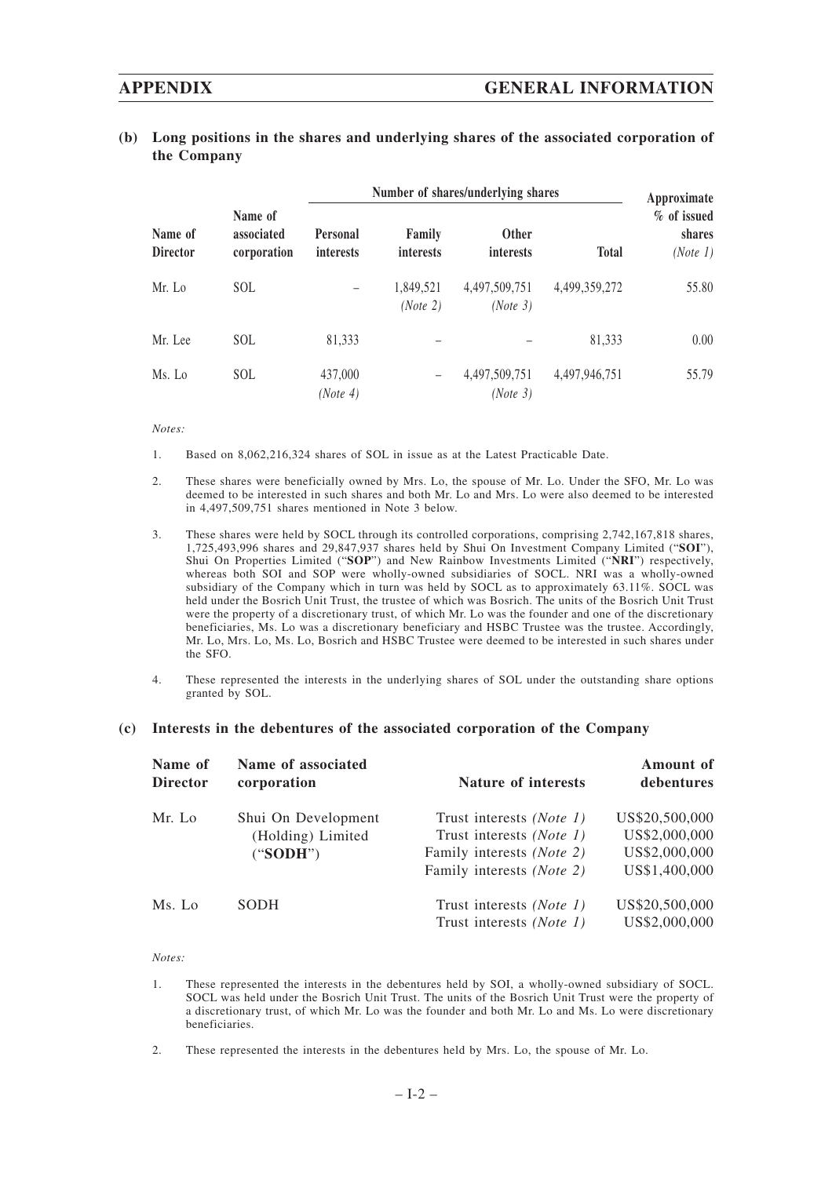**(b) Long positions in the shares and underlying shares of the associated corporation of the Company**

| Name of Director | Name of associated corporation | Number of shares/underlying shares | | | | Approximate % of issued shares (Note 1) |
|---|---|---|---|---|---|---|
| | | Personal interests | Family interests | Other interests | Total | |
| Mr. Lo | SOL | – | 1,849,521 *(Note 2)* | 4,497,509,751 *(Note 3)* | 4,499,359,272 | 55.80 |
| Mr. Lee | SOL | 81,333 | – | – | 81,333 | 0.00 |
| Ms. Lo | SOL | 437,000 *(Note 4)* | – | 4,497,509,751 *(Note 3)* | 4,497,946,751 | 55.79 |

*Notes:*

1. Based on 8,062,216,324 shares of SOL in issue as at the Latest Practicable Date.

2. These shares were beneficially owned by Mrs. Lo, the spouse of Mr. Lo. Under the SFO, Mr. Lo was deemed to be interested in such shares and both Mr. Lo and Mrs. Lo were also deemed to be interested in 4,497,509,751 shares mentioned in Note 3 below.

3. These shares were held by SOCL through its controlled corporations, comprising 2,742,167,818 shares, 1,725,493,996 shares and 29,847,937 shares held by Shui On Investment Company Limited ("**SOI**"), Shui On Properties Limited ("**SOP**") and New Rainbow Investments Limited ("**NRI**") respectively, whereas both SOI and SOP were wholly-owned subsidiaries of SOCL. NRI was a wholly-owned subsidiary of the Company which in turn was held by SOCL as to approximately 63.11%. SOCL was held under the Bosrich Unit Trust, the trustee of which was Bosrich. The units of the Bosrich Unit Trust were the property of a discretionary trust, of which Mr. Lo was the founder and one of the discretionary beneficiaries, Ms. Lo was a discretionary beneficiary and HSBC Trustee was the trustee. Accordingly, Mr. Lo, Mrs. Lo, Ms. Lo, Bosrich and HSBC Trustee were deemed to be interested in such shares under the SFO.

4. These represented the interests in the underlying shares of SOL under the outstanding share options granted by SOL.

**(c) Interests in the debentures of the associated corporation of the Company**

| Name of Director | Name of associated corporation | Nature of interests | Amount of debentures |
|---|---|---|---|
| Mr. Lo | Shui On Development (Holding) Limited ("**SODH**") | Trust interests *(Note 1)* | US$20,500,000 |
| | | Trust interests *(Note 1)* | US$2,000,000 |
| | | Family interests *(Note 2)* | US$2,000,000 |
| | | Family interests *(Note 2)* | US$1,400,000 |
| Ms. Lo | SODH | Trust interests *(Note 1)* | US$20,500,000 |
| | | Trust interests *(Note 1)* | US$2,000,000 |

*Notes:*

1. These represented the interests in the debentures held by SOI, a wholly-owned subsidiary of SOCL. SOCL was held under the Bosrich Unit Trust. The units of the Bosrich Unit Trust were the property of a discretionary trust, of which Mr. Lo was the founder and both Mr. Lo and Ms. Lo were discretionary beneficiaries.

2. These represented the interests in the debentures held by Mrs. Lo, the spouse of Mr. Lo.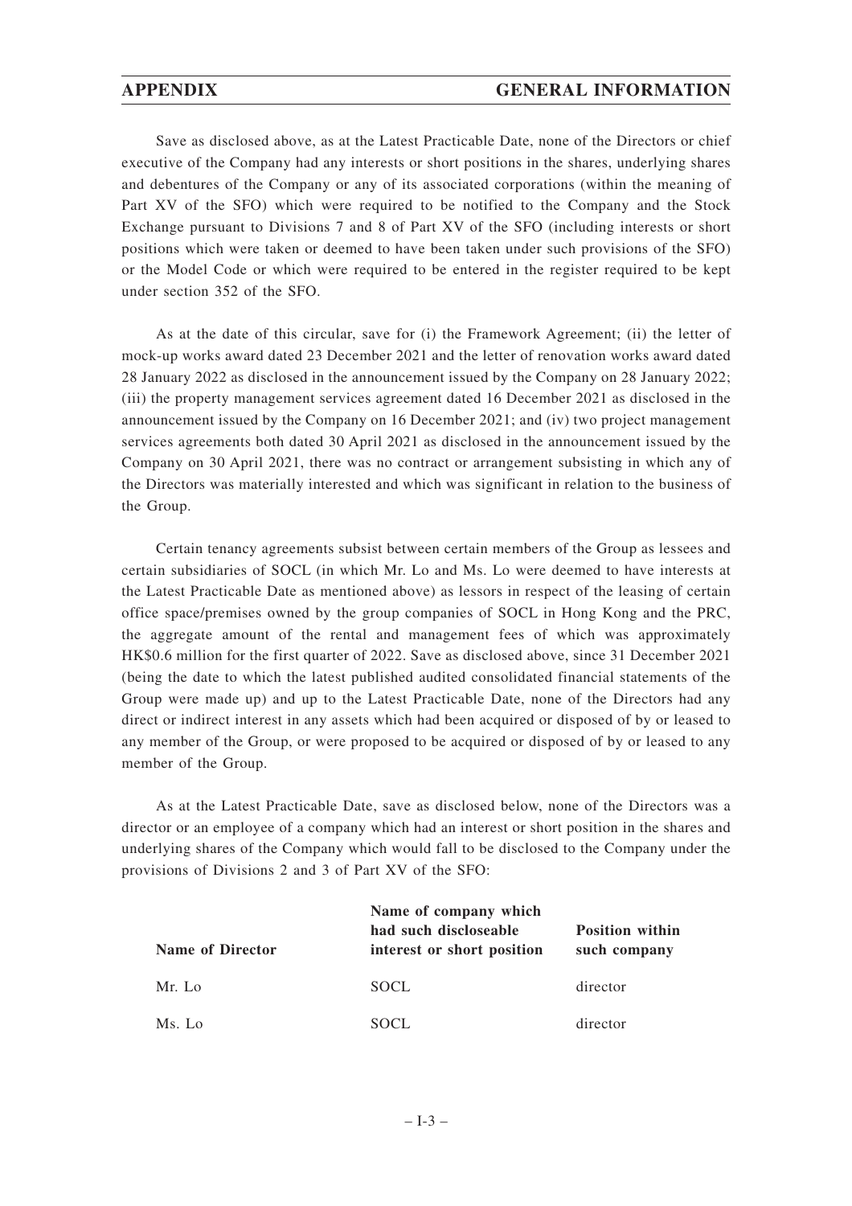Save as disclosed above, as at the Latest Practicable Date, none of the Directors or chief executive of the Company had any interests or short positions in the shares, underlying shares and debentures of the Company or any of its associated corporations (within the meaning of Part XV of the SFO) which were required to be notified to the Company and the Stock Exchange pursuant to Divisions 7 and 8 of Part XV of the SFO (including interests or short positions which were taken or deemed to have been taken under such provisions of the SFO) or the Model Code or which were required to be entered in the register required to be kept under section 352 of the SFO.

As at the date of this circular, save for (i) the Framework Agreement; (ii) the letter of mock-up works award dated 23 December 2021 and the letter of renovation works award dated 28 January 2022 as disclosed in the announcement issued by the Company on 28 January 2022; (iii) the property management services agreement dated 16 December 2021 as disclosed in the announcement issued by the Company on 16 December 2021; and (iv) two project management services agreements both dated 30 April 2021 as disclosed in the announcement issued by the Company on 30 April 2021, there was no contract or arrangement subsisting in which any of the Directors was materially interested and which was significant in relation to the business of the Group.

Certain tenancy agreements subsist between certain members of the Group as lessees and certain subsidiaries of SOCL (in which Mr. Lo and Ms. Lo were deemed to have interests at the Latest Practicable Date as mentioned above) as lessors in respect of the leasing of certain office space/premises owned by the group companies of SOCL in Hong Kong and the PRC, the aggregate amount of the rental and management fees of which was approximately HK$0.6 million for the first quarter of 2022. Save as disclosed above, since 31 December 2021 (being the date to which the latest published audited consolidated financial statements of the Group were made up) and up to the Latest Practicable Date, none of the Directors had any direct or indirect interest in any assets which had been acquired or disposed of by or leased to any member of the Group, or were proposed to be acquired or disposed of by or leased to any member of the Group.

As at the Latest Practicable Date, save as disclosed below, none of the Directors was a director or an employee of a company which had an interest or short position in the shares and underlying shares of the Company which would fall to be disclosed to the Company under the provisions of Divisions 2 and 3 of Part XV of the SFO:

| Name of Director | Name of company which had such discloseable interest or short position | Position within such company |
|---|---|---|
| Mr. Lo | SOCL | director |
| Ms. Lo | SOCL | director |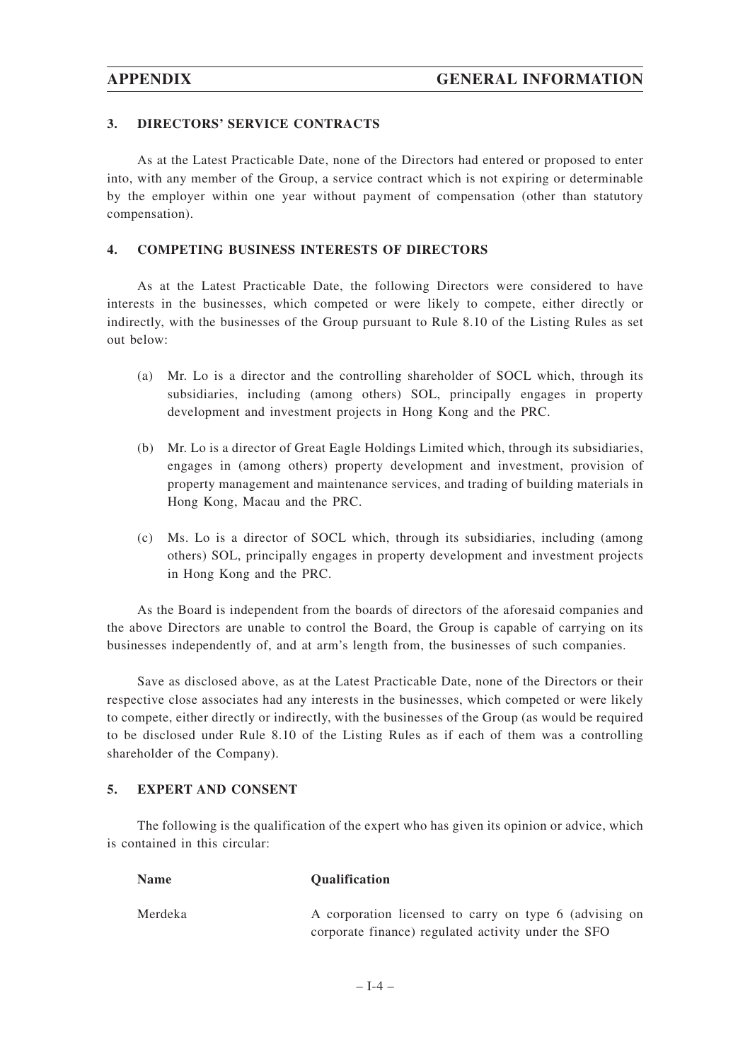## 3. DIRECTORS' SERVICE CONTRACTS

As at the Latest Practicable Date, none of the Directors had entered or proposed to enter into, with any member of the Group, a service contract which is not expiring or determinable by the employer within one year without payment of compensation (other than statutory compensation).

## 4. COMPETING BUSINESS INTERESTS OF DIRECTORS

As at the Latest Practicable Date, the following Directors were considered to have interests in the businesses, which competed or were likely to compete, either directly or indirectly, with the businesses of the Group pursuant to Rule 8.10 of the Listing Rules as set out below:

(a) Mr. Lo is a director and the controlling shareholder of SOCL which, through its subsidiaries, including (among others) SOL, principally engages in property development and investment projects in Hong Kong and the PRC.

(b) Mr. Lo is a director of Great Eagle Holdings Limited which, through its subsidiaries, engages in (among others) property development and investment, provision of property management and maintenance services, and trading of building materials in Hong Kong, Macau and the PRC.

(c) Ms. Lo is a director of SOCL which, through its subsidiaries, including (among others) SOL, principally engages in property development and investment projects in Hong Kong and the PRC.

As the Board is independent from the boards of directors of the aforesaid companies and the above Directors are unable to control the Board, the Group is capable of carrying on its businesses independently of, and at arm's length from, the businesses of such companies.

Save as disclosed above, as at the Latest Practicable Date, none of the Directors or their respective close associates had any interests in the businesses, which competed or were likely to compete, either directly or indirectly, with the businesses of the Group (as would be required to be disclosed under Rule 8.10 of the Listing Rules as if each of them was a controlling shareholder of the Company).

## 5. EXPERT AND CONSENT

The following is the qualification of the expert who has given its opinion or advice, which is contained in this circular:

| Name | Qualification |
|---|---|
| Merdeka | A corporation licensed to carry on type 6 (advising on corporate finance) regulated activity under the SFO |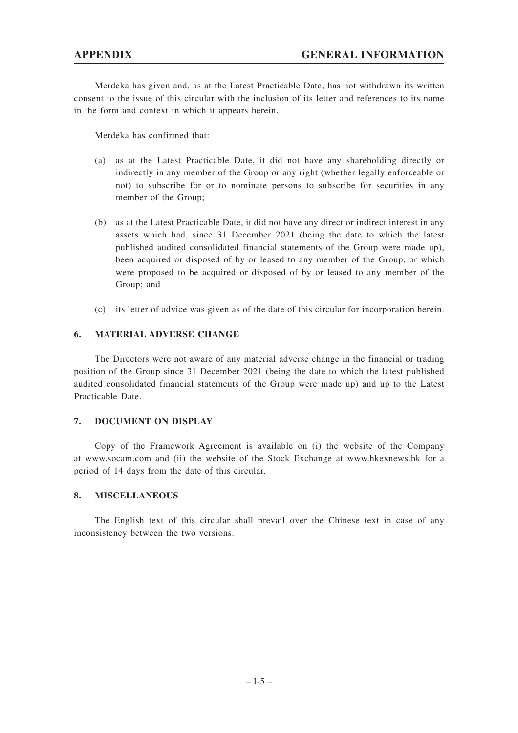Merdeka has given and, as at the Latest Practicable Date, has not withdrawn its written consent to the issue of this circular with the inclusion of its letter and references to its name in the form and context in which it appears herein.

Merdeka has confirmed that:

(a) as at the Latest Practicable Date, it did not have any shareholding directly or indirectly in any member of the Group or any right (whether legally enforceable or not) to subscribe for or to nominate persons to subscribe for securities in any member of the Group;

(b) as at the Latest Practicable Date, it did not have any direct or indirect interest in any assets which had, since 31 December 2021 (being the date to which the latest published audited consolidated financial statements of the Group were made up), been acquired or disposed of by or leased to any member of the Group, or which were proposed to be acquired or disposed of by or leased to any member of the Group; and

(c) its letter of advice was given as of the date of this circular for incorporation herein.

## 6. MATERIAL ADVERSE CHANGE

The Directors were not aware of any material adverse change in the financial or trading position of the Group since 31 December 2021 (being the date to which the latest published audited consolidated financial statements of the Group were made up) and up to the Latest Practicable Date.

## 7. DOCUMENT ON DISPLAY

Copy of the Framework Agreement is available on (i) the website of the Company at www.socam.com and (ii) the website of the Stock Exchange at www.hkexnews.hk for a period of 14 days from the date of this circular.

## 8. MISCELLANEOUS

The English text of this circular shall prevail over the Chinese text in case of any inconsistency between the two versions.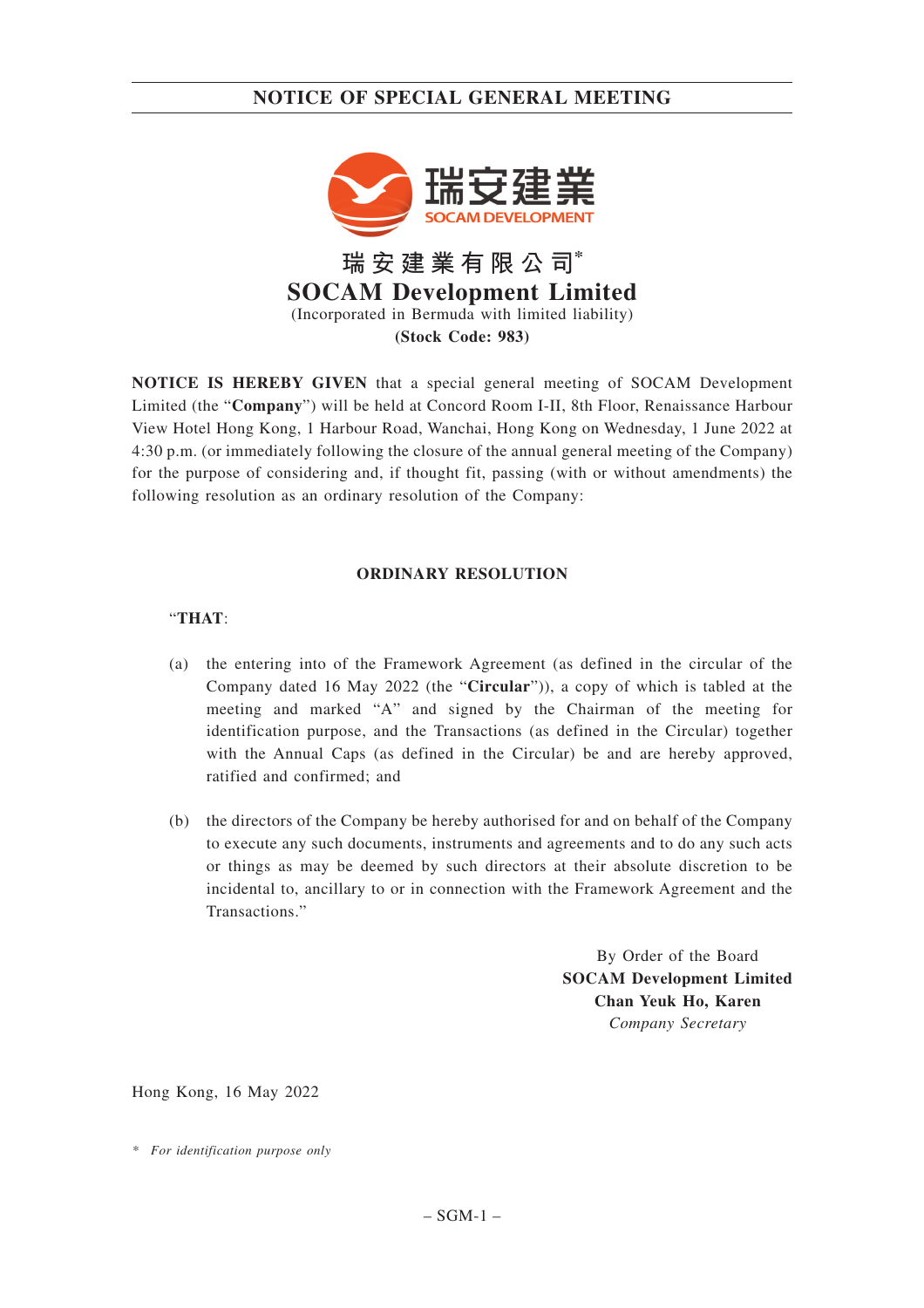# NOTICE OF SPECIAL GENERAL MEETING

瑞安建業
SOCAM DEVELOPMENT

**瑞安建業有限公司***

# SOCAM Development Limited

(Incorporated in Bermuda with limited liability)

**(Stock Code: 983)**

**NOTICE IS HEREBY GIVEN** that a special general meeting of SOCAM Development Limited (the "**Company**") will be held at Concord Room I-II, 8th Floor, Renaissance Harbour View Hotel Hong Kong, 1 Harbour Road, Wanchai, Hong Kong on Wednesday, 1 June 2022 at 4:30 p.m. (or immediately following the closure of the annual general meeting of the Company) for the purpose of considering and, if thought fit, passing (with or without amendments) the following resolution as an ordinary resolution of the Company:

## ORDINARY RESOLUTION

"**THAT**:

(a) the entering into of the Framework Agreement (as defined in the circular of the Company dated 16 May 2022 (the "**Circular**")), a copy of which is tabled at the meeting and marked "A" and signed by the Chairman of the meeting for identification purpose, and the Transactions (as defined in the Circular) together with the Annual Caps (as defined in the Circular) be and are hereby approved, ratified and confirmed; and

(b) the directors of the Company be hereby authorised for and on behalf of the Company to execute any such documents, instruments and agreements and to do any such acts or things as may be deemed by such directors at their absolute discretion to be incidental to, ancillary to or in connection with the Framework Agreement and the Transactions."

By Order of the Board
**SOCAM Development Limited**
**Chan Yeuk Ho, Karen**
*Company Secretary*

Hong Kong, 16 May 2022

\* *For identification purpose only*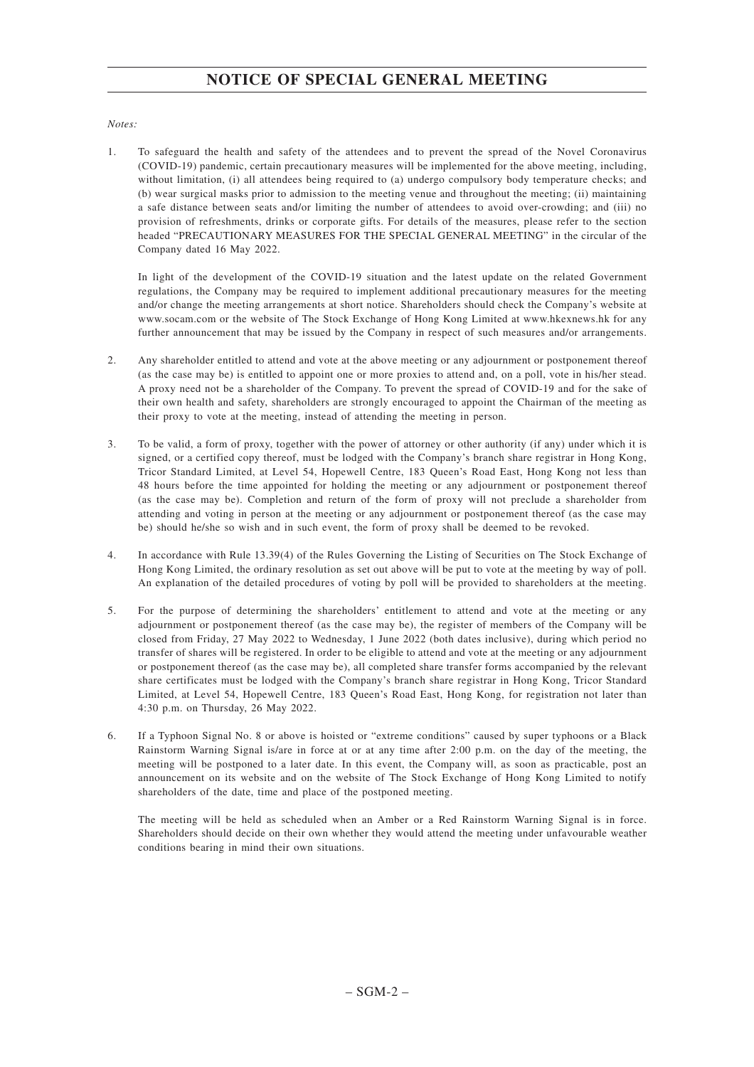# NOTICE OF SPECIAL GENERAL MEETING

*Notes:*

1. To safeguard the health and safety of the attendees and to prevent the spread of the Novel Coronavirus (COVID-19) pandemic, certain precautionary measures will be implemented for the above meeting, including, without limitation, (i) all attendees being required to (a) undergo compulsory body temperature checks; and (b) wear surgical masks prior to admission to the meeting venue and throughout the meeting; (ii) maintaining a safe distance between seats and/or limiting the number of attendees to avoid over-crowding; and (iii) no provision of refreshments, drinks or corporate gifts. For details of the measures, please refer to the section headed "PRECAUTIONARY MEASURES FOR THE SPECIAL GENERAL MEETING" in the circular of the Company dated 16 May 2022.

   In light of the development of the COVID-19 situation and the latest update on the related Government regulations, the Company may be required to implement additional precautionary measures for the meeting and/or change the meeting arrangements at short notice. Shareholders should check the Company's website at www.socam.com or the website of The Stock Exchange of Hong Kong Limited at www.hkexnews.hk for any further announcement that may be issued by the Company in respect of such measures and/or arrangements.

2. Any shareholder entitled to attend and vote at the above meeting or any adjournment or postponement thereof (as the case may be) is entitled to appoint one or more proxies to attend and, on a poll, vote in his/her stead. A proxy need not be a shareholder of the Company. To prevent the spread of COVID-19 and for the sake of their own health and safety, shareholders are strongly encouraged to appoint the Chairman of the meeting as their proxy to vote at the meeting, instead of attending the meeting in person.

3. To be valid, a form of proxy, together with the power of attorney or other authority (if any) under which it is signed, or a certified copy thereof, must be lodged with the Company's branch share registrar in Hong Kong, Tricor Standard Limited, at Level 54, Hopewell Centre, 183 Queen's Road East, Hong Kong not less than 48 hours before the time appointed for holding the meeting or any adjournment or postponement thereof (as the case may be). Completion and return of the form of proxy will not preclude a shareholder from attending and voting in person at the meeting or any adjournment or postponement thereof (as the case may be) should he/she so wish and in such event, the form of proxy shall be deemed to be revoked.

4. In accordance with Rule 13.39(4) of the Rules Governing the Listing of Securities on The Stock Exchange of Hong Kong Limited, the ordinary resolution as set out above will be put to vote at the meeting by way of poll. An explanation of the detailed procedures of voting by poll will be provided to shareholders at the meeting.

5. For the purpose of determining the shareholders' entitlement to attend and vote at the meeting or any adjournment or postponement thereof (as the case may be), the register of members of the Company will be closed from Friday, 27 May 2022 to Wednesday, 1 June 2022 (both dates inclusive), during which period no transfer of shares will be registered. In order to be eligible to attend and vote at the meeting or any adjournment or postponement thereof (as the case may be), all completed share transfer forms accompanied by the relevant share certificates must be lodged with the Company's branch share registrar in Hong Kong, Tricor Standard Limited, at Level 54, Hopewell Centre, 183 Queen's Road East, Hong Kong, for registration not later than 4:30 p.m. on Thursday, 26 May 2022.

6. If a Typhoon Signal No. 8 or above is hoisted or "extreme conditions" caused by super typhoons or a Black Rainstorm Warning Signal is/are in force at or at any time after 2:00 p.m. on the day of the meeting, the meeting will be postponed to a later date. In this event, the Company will, as soon as practicable, post an announcement on its website and on the website of The Stock Exchange of Hong Kong Limited to notify shareholders of the date, time and place of the postponed meeting.

   The meeting will be held as scheduled when an Amber or a Red Rainstorm Warning Signal is in force. Shareholders should decide on their own whether they would attend the meeting under unfavourable weather conditions bearing in mind their own situations.